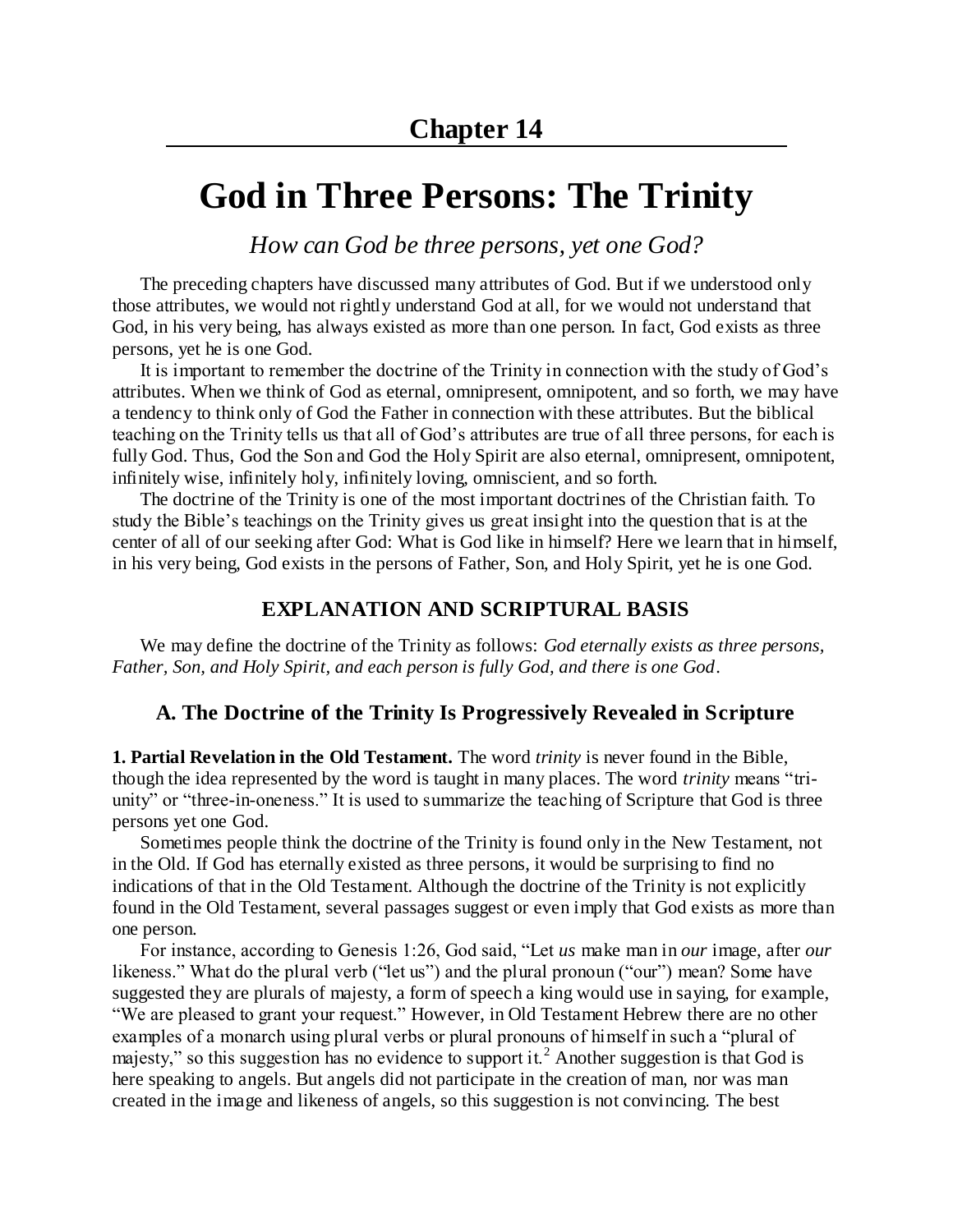## Chapter 14

# God in Three Persons: The Trinity

*How can God be three persons, yet one God?*

The preceding chapters have discussed many attributes of God. But if we understood only those attributes, we would not rightly understand God at all, for we would not understand that God, in his very being, has always existed as more than one person. In fact, God exists as three persons, yet he is one God.

It is important to remember the doctrine of the Trinity in connection with the study of God's attributes. When we think of God as eternal, omnipresent, omnipotent, and so forth, we may have a tendency to think only of God the Father in connection with these attributes. But the biblical teaching on the Trinity tells us that all of God's attributes are true of all three persons, for each is fully God. Thus, God the Son and God the Holy Spirit are also eternal, omnipresent, omnipotent, infinitely wise, infinitely holy, infinitely loving, omniscient, and so forth.

The doctrine of the Trinity is one of the most important doctrines of the Christian faith. To study the Bible's teachings on the Trinity gives us great insight into the question that is at the center of all of our seeking after God: What is God like in himself? Here we learn that in himself, in his very being, God exists in the persons of Father, Son, and Holy Spirit, yet he is one God.

### EXPLANATION AND SCRIPTURAL BASIS

We may define the doctrine of the Trinity as follows: *God eternally exists as three persons, Father, Son, and Holy Spirit, and each person is fully God, and there is one God*.

### A. The Doctrine of the Trinity Is Progressively Revealed in Scripture

**1. Partial Revelation in the Old Testament.** The word *trinity* is never found in the Bible, though the idea represented by the word is taught in many places. The word *trinity* means "tri-unity" or "three-in-oneness." It is used to summarize the teaching of Scripture that God is three persons yet one God.

Sometimes people think the doctrine of the Trinity is found only in the New Testament, not in the Old. If God has eternally existed as three persons, it would be surprising to find no indications of that in the Old Testament. Although the doctrine of the Trinity is not explicitly found in the Old Testament, several passages suggest or even imply that God exists as more than one person.

For instance, according to Genesis 1:26, God said, "Let *us* make man in *our* image, after *our* likeness." What do the plural verb ("let us") and the plural pronoun ("our") mean? Some have suggested they are plurals of majesty, a form of speech a king would use in saying, for example, "We are pleased to grant your request." However, in Old Testament Hebrew there are no other examples of a monarch using plural verbs or plural pronouns of himself in such a "plural of majesty," so this suggestion has no evidence to support it.[2] Another suggestion is that God is here speaking to angels. But angels did not participate in the creation of man, nor was man created in the image and likeness of angels, so this suggestion is not convincing. The best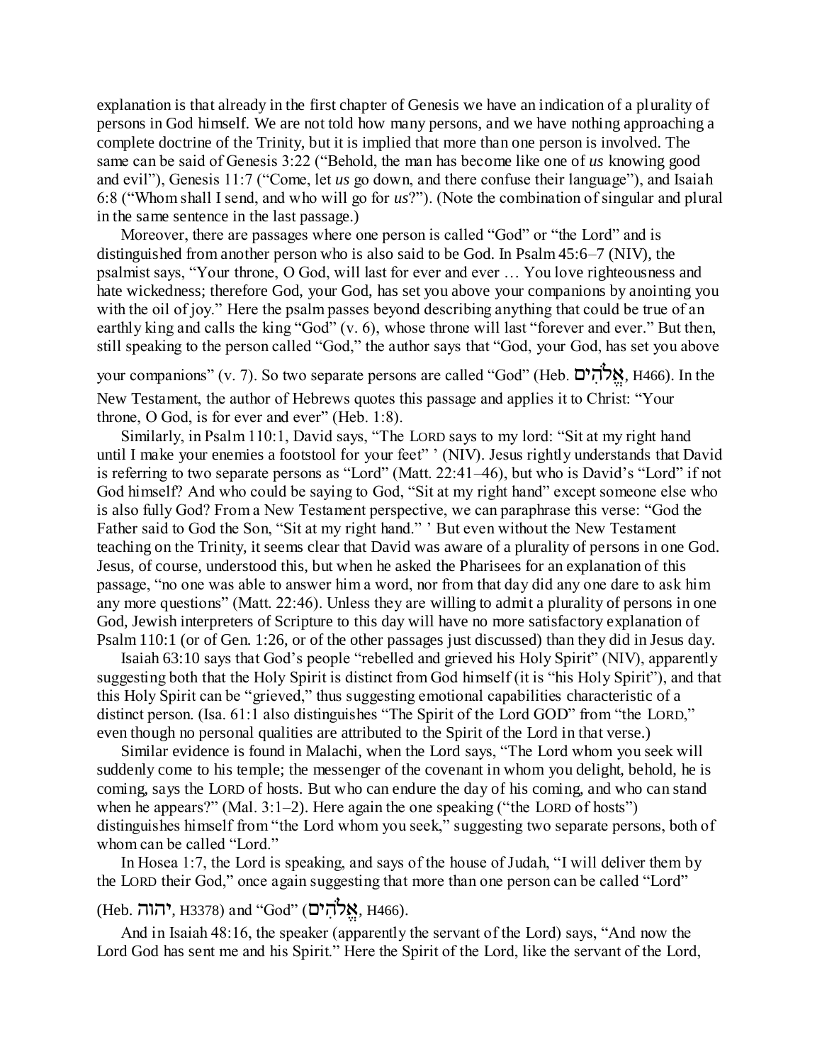explanation is that already in the first chapter of Genesis we have an indication of a plurality of persons in God himself. We are not told how many persons, and we have nothing approaching a complete doctrine of the Trinity, but it is implied that more than one person is involved. The same can be said of Genesis 3:22 ("Behold, the man has become like one of *us* knowing good and evil"), Genesis 11:7 ("Come, let *us* go down, and there confuse their language"), and Isaiah 6:8 ("Whom shall I send, and who will go for *us*?"). (Note the combination of singular and plural in the same sentence in the last passage.)

Moreover, there are passages where one person is called "God" or "the Lord" and is distinguished from another person who is also said to be God. In Psalm 45:6–7 (NIV), the psalmist says, "Your throne, O God, will last for ever and ever … You love righteousness and hate wickedness; therefore God, your God, has set you above your companions by anointing you with the oil of joy." Here the psalm passes beyond describing anything that could be true of an earthly king and calls the king "God" (v. 6), whose throne will last "forever and ever." But then, still speaking to the person called "God," the author says that "God, your God, has set you above your companions" (v. 7). So two separate persons are called "God" (Heb. אֱלֹהִים, H466). In the New Testament, the author of Hebrews quotes this passage and applies it to Christ: "Your throne, O God, is for ever and ever" (Heb. 1:8).

Similarly, in Psalm 110:1, David says, "The LORD says to my lord: "Sit at my right hand until I make your enemies a footstool for your feet" ' (NIV). Jesus rightly understands that David is referring to two separate persons as "Lord" (Matt. 22:41–46), but who is David's "Lord" if not God himself? And who could be saying to God, "Sit at my right hand" except someone else who is also fully God? From a New Testament perspective, we can paraphrase this verse: "God the Father said to God the Son, "Sit at my right hand." ' But even without the New Testament teaching on the Trinity, it seems clear that David was aware of a plurality of persons in one God. Jesus, of course, understood this, but when he asked the Pharisees for an explanation of this passage, "no one was able to answer him a word, nor from that day did any one dare to ask him any more questions" (Matt. 22:46). Unless they are willing to admit a plurality of persons in one God, Jewish interpreters of Scripture to this day will have no more satisfactory explanation of Psalm 110:1 (or of Gen. 1:26, or of the other passages just discussed) than they did in Jesus day.

Isaiah 63:10 says that God's people "rebelled and grieved his Holy Spirit" (NIV), apparently suggesting both that the Holy Spirit is distinct from God himself (it is "his Holy Spirit"), and that this Holy Spirit can be "grieved," thus suggesting emotional capabilities characteristic of a distinct person. (Isa. 61:1 also distinguishes "The Spirit of the Lord GOD" from "the LORD," even though no personal qualities are attributed to the Spirit of the Lord in that verse.)

Similar evidence is found in Malachi, when the Lord says, "The Lord whom you seek will suddenly come to his temple; the messenger of the covenant in whom you delight, behold, he is coming, says the LORD of hosts. But who can endure the day of his coming, and who can stand when he appears?" (Mal. 3:1–2). Here again the one speaking ("the LORD of hosts") distinguishes himself from "the Lord whom you seek," suggesting two separate persons, both of whom can be called "Lord."

In Hosea 1:7, the Lord is speaking, and says of the house of Judah, "I will deliver them by the LORD their God," once again suggesting that more than one person can be called "Lord" (Heb. יהוה, H3378) and "God" (אֱלֹהִים, H466).

And in Isaiah 48:16, the speaker (apparently the servant of the Lord) says, "And now the Lord God has sent me and his Spirit." Here the Spirit of the Lord, like the servant of the Lord,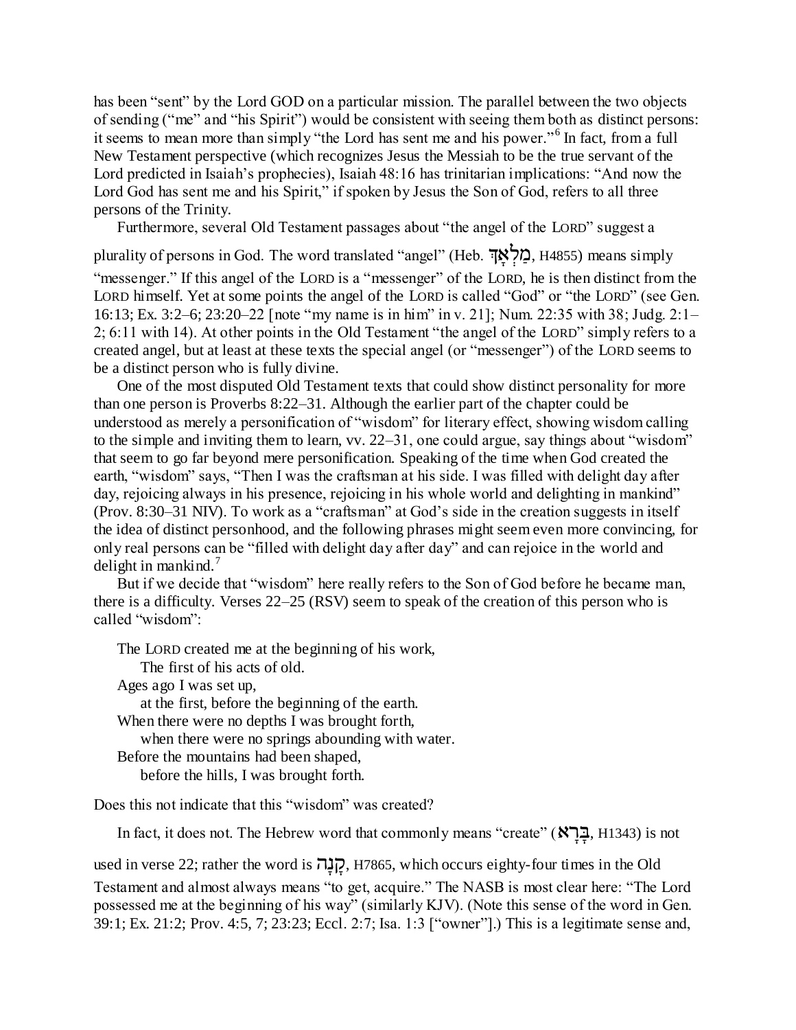has been "sent" by the Lord GOD on a particular mission. The parallel between the two objects of sending ("me" and "his Spirit") would be consistent with seeing them both as distinct persons: it seems to mean more than simply "the Lord has sent me and his power."[6] In fact, from a full New Testament perspective (which recognizes Jesus the Messiah to be the true servant of the Lord predicted in Isaiah's prophecies), Isaiah 48:16 has trinitarian implications: "And now the Lord God has sent me and his Spirit," if spoken by Jesus the Son of God, refers to all three persons of the Trinity.

Furthermore, several Old Testament passages about "the angel of the LORD" suggest a plurality of persons in God. The word translated "angel" (Heb. מַלְאָךְ, H4855) means simply "messenger." If this angel of the LORD is a "messenger" of the LORD, he is then distinct from the LORD himself. Yet at some points the angel of the LORD is called "God" or "the LORD" (see Gen. 16:13; Ex. 3:2–6; 23:20–22 [note "my name is in him" in v. 21]; Num. 22:35 with 38; Judg. 2:1–2; 6:11 with 14). At other points in the Old Testament "the angel of the LORD" simply refers to a created angel, but at least at these texts the special angel (or "messenger") of the LORD seems to be a distinct person who is fully divine.

One of the most disputed Old Testament texts that could show distinct personality for more than one person is Proverbs 8:22–31. Although the earlier part of the chapter could be understood as merely a personification of "wisdom" for literary effect, showing wisdom calling to the simple and inviting them to learn, vv. 22–31, one could argue, say things about "wisdom" that seem to go far beyond mere personification. Speaking of the time when God created the earth, "wisdom" says, "Then I was the craftsman at his side. I was filled with delight day after day, rejoicing always in his presence, rejoicing in his whole world and delighting in mankind" (Prov. 8:30–31 NIV). To work as a "craftsman" at God's side in the creation suggests in itself the idea of distinct personhood, and the following phrases might seem even more convincing, for only real persons can be "filled with delight day after day" and can rejoice in the world and delight in mankind.[7]

But if we decide that "wisdom" here really refers to the Son of God before he became man, there is a difficulty. Verses 22–25 (RSV) seem to speak of the creation of this person who is called "wisdom":

> The LORD created me at the beginning of his work,
> The first of his acts of old.
> Ages ago I was set up,
> at the first, before the beginning of the earth.
> When there were no depths I was brought forth,
> when there were no springs abounding with water.
> Before the mountains had been shaped,
> before the hills, I was brought forth.

Does this not indicate that this "wisdom" was created?

In fact, it does not. The Hebrew word that commonly means "create" (בָּרָא, H1343) is not used in verse 22; rather the word is קָנָה, H7865, which occurs eighty-four times in the Old Testament and almost always means "to get, acquire." The NASB is most clear here: "The Lord possessed me at the beginning of his way" (similarly KJV). (Note this sense of the word in Gen. 39:1; Ex. 21:2; Prov. 4:5, 7; 23:23; Eccl. 2:7; Isa. 1:3 ["owner"].) This is a legitimate sense and,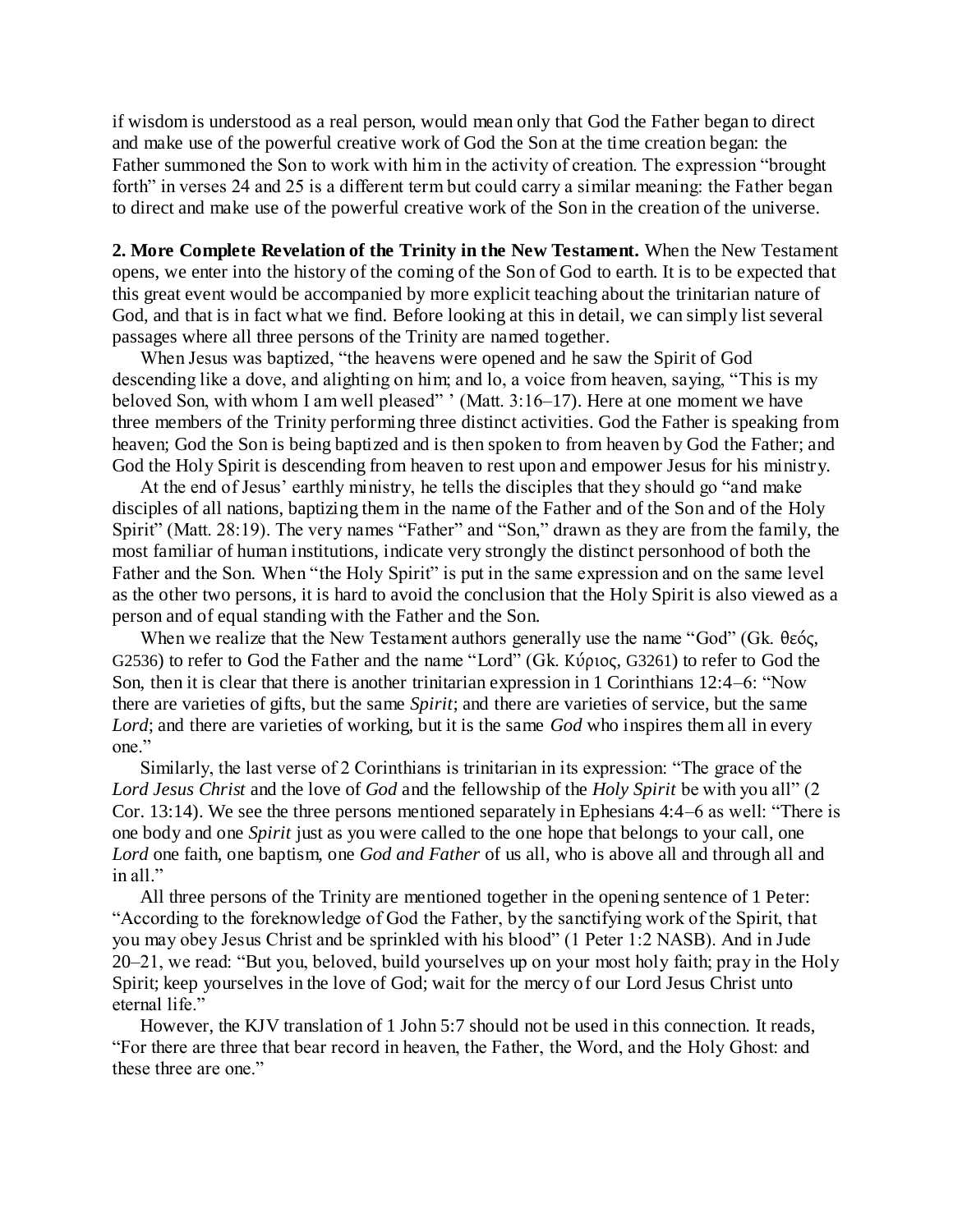if wisdom is understood as a real person, would mean only that God the Father began to direct and make use of the powerful creative work of God the Son at the time creation began: the Father summoned the Son to work with him in the activity of creation. The expression "brought forth" in verses 24 and 25 is a different term but could carry a similar meaning: the Father began to direct and make use of the powerful creative work of the Son in the creation of the universe.

**2. More Complete Revelation of the Trinity in the New Testament.** When the New Testament opens, we enter into the history of the coming of the Son of God to earth. It is to be expected that this great event would be accompanied by more explicit teaching about the trinitarian nature of God, and that is in fact what we find. Before looking at this in detail, we can simply list several passages where all three persons of the Trinity are named together.

When Jesus was baptized, "the heavens were opened and he saw the Spirit of God descending like a dove, and alighting on him; and lo, a voice from heaven, saying, "This is my beloved Son, with whom I am well pleased" ' (Matt. 3:16–17). Here at one moment we have three members of the Trinity performing three distinct activities. God the Father is speaking from heaven; God the Son is being baptized and is then spoken to from heaven by God the Father; and God the Holy Spirit is descending from heaven to rest upon and empower Jesus for his ministry.

At the end of Jesus' earthly ministry, he tells the disciples that they should go "and make disciples of all nations, baptizing them in the name of the Father and of the Son and of the Holy Spirit" (Matt. 28:19). The very names "Father" and "Son," drawn as they are from the family, the most familiar of human institutions, indicate very strongly the distinct personhood of both the Father and the Son. When "the Holy Spirit" is put in the same expression and on the same level as the other two persons, it is hard to avoid the conclusion that the Holy Spirit is also viewed as a person and of equal standing with the Father and the Son.

When we realize that the New Testament authors generally use the name "God" (Gk. θεός, G2536) to refer to God the Father and the name "Lord" (Gk. Κύριος, G3261) to refer to God the Son, then it is clear that there is another trinitarian expression in 1 Corinthians 12:4–6: "Now there are varieties of gifts, but the same *Spirit*; and there are varieties of service, but the same *Lord*; and there are varieties of working, but it is the same *God* who inspires them all in every one."

Similarly, the last verse of 2 Corinthians is trinitarian in its expression: "The grace of the *Lord Jesus Christ* and the love of *God* and the fellowship of the *Holy Spirit* be with you all" (2 Cor. 13:14). We see the three persons mentioned separately in Ephesians 4:4–6 as well: "There is one body and one *Spirit* just as you were called to the one hope that belongs to your call, one *Lord* one faith, one baptism, one *God and Father* of us all, who is above all and through all and in all."

All three persons of the Trinity are mentioned together in the opening sentence of 1 Peter: "According to the foreknowledge of God the Father, by the sanctifying work of the Spirit, that you may obey Jesus Christ and be sprinkled with his blood" (1 Peter 1:2 NASB). And in Jude 20–21, we read: "But you, beloved, build yourselves up on your most holy faith; pray in the Holy Spirit; keep yourselves in the love of God; wait for the mercy of our Lord Jesus Christ unto eternal life."

However, the KJV translation of 1 John 5:7 should not be used in this connection. It reads, "For there are three that bear record in heaven, the Father, the Word, and the Holy Ghost: and these three are one."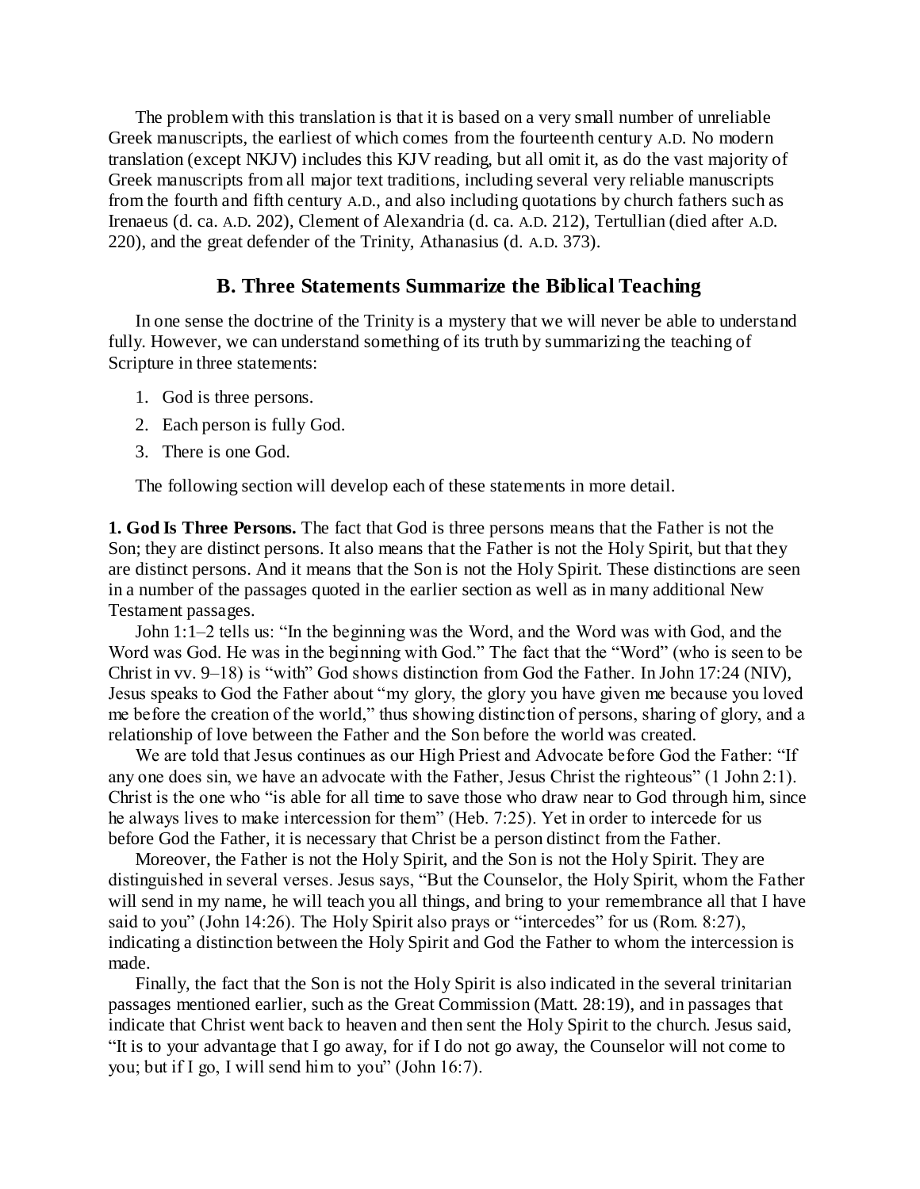The problem with this translation is that it is based on a very small number of unreliable Greek manuscripts, the earliest of which comes from the fourteenth century A.D. No modern translation (except NKJV) includes this KJV reading, but all omit it, as do the vast majority of Greek manuscripts from all major text traditions, including several very reliable manuscripts from the fourth and fifth century A.D., and also including quotations by church fathers such as Irenaeus (d. ca. A.D. 202), Clement of Alexandria (d. ca. A.D. 212), Tertullian (died after A.D. 220), and the great defender of the Trinity, Athanasius (d. A.D. 373).

## B. Three Statements Summarize the Biblical Teaching

In one sense the doctrine of the Trinity is a mystery that we will never be able to understand fully. However, we can understand something of its truth by summarizing the teaching of Scripture in three statements:

1. God is three persons.
2. Each person is fully God.
3. There is one God.

The following section will develop each of these statements in more detail.

**1. God Is Three Persons.** The fact that God is three persons means that the Father is not the Son; they are distinct persons. It also means that the Father is not the Holy Spirit, but that they are distinct persons. And it means that the Son is not the Holy Spirit. These distinctions are seen in a number of the passages quoted in the earlier section as well as in many additional New Testament passages.

John 1:1–2 tells us: "In the beginning was the Word, and the Word was with God, and the Word was God. He was in the beginning with God." The fact that the "Word" (who is seen to be Christ in vv. 9–18) is "with" God shows distinction from God the Father. In John 17:24 (NIV), Jesus speaks to God the Father about "my glory, the glory you have given me because you loved me before the creation of the world," thus showing distinction of persons, sharing of glory, and a relationship of love between the Father and the Son before the world was created.

We are told that Jesus continues as our High Priest and Advocate before God the Father: "If any one does sin, we have an advocate with the Father, Jesus Christ the righteous" (1 John 2:1). Christ is the one who "is able for all time to save those who draw near to God through him, since he always lives to make intercession for them" (Heb. 7:25). Yet in order to intercede for us before God the Father, it is necessary that Christ be a person distinct from the Father.

Moreover, the Father is not the Holy Spirit, and the Son is not the Holy Spirit. They are distinguished in several verses. Jesus says, "But the Counselor, the Holy Spirit, whom the Father will send in my name, he will teach you all things, and bring to your remembrance all that I have said to you" (John 14:26). The Holy Spirit also prays or "intercedes" for us (Rom. 8:27), indicating a distinction between the Holy Spirit and God the Father to whom the intercession is made.

Finally, the fact that the Son is not the Holy Spirit is also indicated in the several trinitarian passages mentioned earlier, such as the Great Commission (Matt. 28:19), and in passages that indicate that Christ went back to heaven and then sent the Holy Spirit to the church. Jesus said, "It is to your advantage that I go away, for if I do not go away, the Counselor will not come to you; but if I go, I will send him to you" (John 16:7).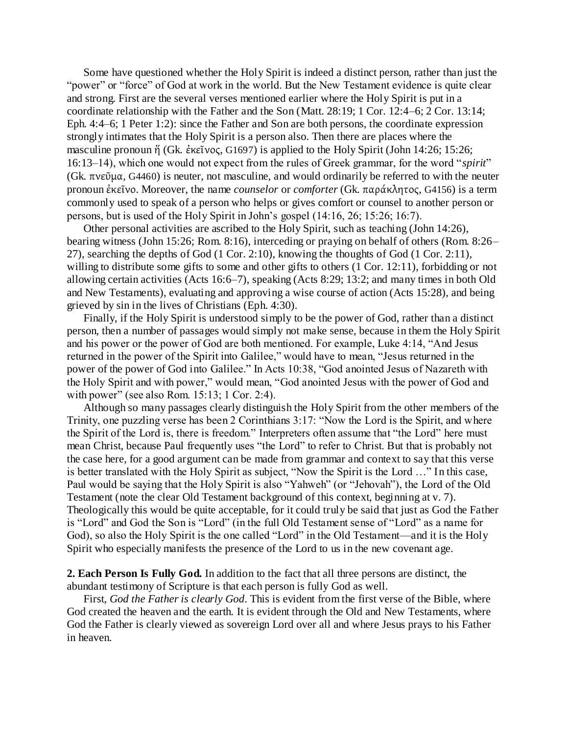Some have questioned whether the Holy Spirit is indeed a distinct person, rather than just the "power" or "force" of God at work in the world. But the New Testament evidence is quite clear and strong. First are the several verses mentioned earlier where the Holy Spirit is put in a coordinate relationship with the Father and the Son (Matt. 28:19; 1 Cor. 12:4–6; 2 Cor. 13:14; Eph. 4:4–6; 1 Peter 1:2): since the Father and Son are both persons, the coordinate expression strongly intimates that the Holy Spirit is a person also. Then there are places where the masculine pronoun ἤ (Gk. ἐκεῖνος, G1697) is applied to the Holy Spirit (John 14:26; 15:26; 16:13–14), which one would not expect from the rules of Greek grammar, for the word "*spirit*" (Gk. πνεῦμα, G4460) is neuter, not masculine, and would ordinarily be referred to with the neuter pronoun ἐκεῖνο. Moreover, the name *counselor* or *comforter* (Gk. παράκλητος, G4156) is a term commonly used to speak of a person who helps or gives comfort or counsel to another person or persons, but is used of the Holy Spirit in John's gospel (14:16, 26; 15:26; 16:7).

Other personal activities are ascribed to the Holy Spirit, such as teaching (John 14:26), bearing witness (John 15:26; Rom. 8:16), interceding or praying on behalf of others (Rom. 8:26–27), searching the depths of God (1 Cor. 2:10), knowing the thoughts of God (1 Cor. 2:11), willing to distribute some gifts to some and other gifts to others (1 Cor. 12:11), forbidding or not allowing certain activities (Acts 16:6–7), speaking (Acts 8:29; 13:2; and many times in both Old and New Testaments), evaluating and approving a wise course of action (Acts 15:28), and being grieved by sin in the lives of Christians (Eph. 4:30).

Finally, if the Holy Spirit is understood simply to be the power of God, rather than a distinct person, then a number of passages would simply not make sense, because in them the Holy Spirit and his power or the power of God are both mentioned. For example, Luke 4:14, "And Jesus returned in the power of the Spirit into Galilee," would have to mean, "Jesus returned in the power of the power of God into Galilee." In Acts 10:38, "God anointed Jesus of Nazareth with the Holy Spirit and with power," would mean, "God anointed Jesus with the power of God and with power" (see also Rom. 15:13; 1 Cor. 2:4).

Although so many passages clearly distinguish the Holy Spirit from the other members of the Trinity, one puzzling verse has been 2 Corinthians 3:17: "Now the Lord is the Spirit, and where the Spirit of the Lord is, there is freedom." Interpreters often assume that "the Lord" here must mean Christ, because Paul frequently uses "the Lord" to refer to Christ. But that is probably not the case here, for a good argument can be made from grammar and context to say that this verse is better translated with the Holy Spirit as subject, "Now the Spirit is the Lord …" In this case, Paul would be saying that the Holy Spirit is also "Yahweh" (or "Jehovah"), the Lord of the Old Testament (note the clear Old Testament background of this context, beginning at v. 7). Theologically this would be quite acceptable, for it could truly be said that just as God the Father is "Lord" and God the Son is "Lord" (in the full Old Testament sense of "Lord" as a name for God), so also the Holy Spirit is the one called "Lord" in the Old Testament—and it is the Holy Spirit who especially manifests the presence of the Lord to us in the new covenant age.

**2. Each Person Is Fully God.** In addition to the fact that all three persons are distinct, the abundant testimony of Scripture is that each person is fully God as well.

First, *God the Father is clearly God*. This is evident from the first verse of the Bible, where God created the heaven and the earth. It is evident through the Old and New Testaments, where God the Father is clearly viewed as sovereign Lord over all and where Jesus prays to his Father in heaven.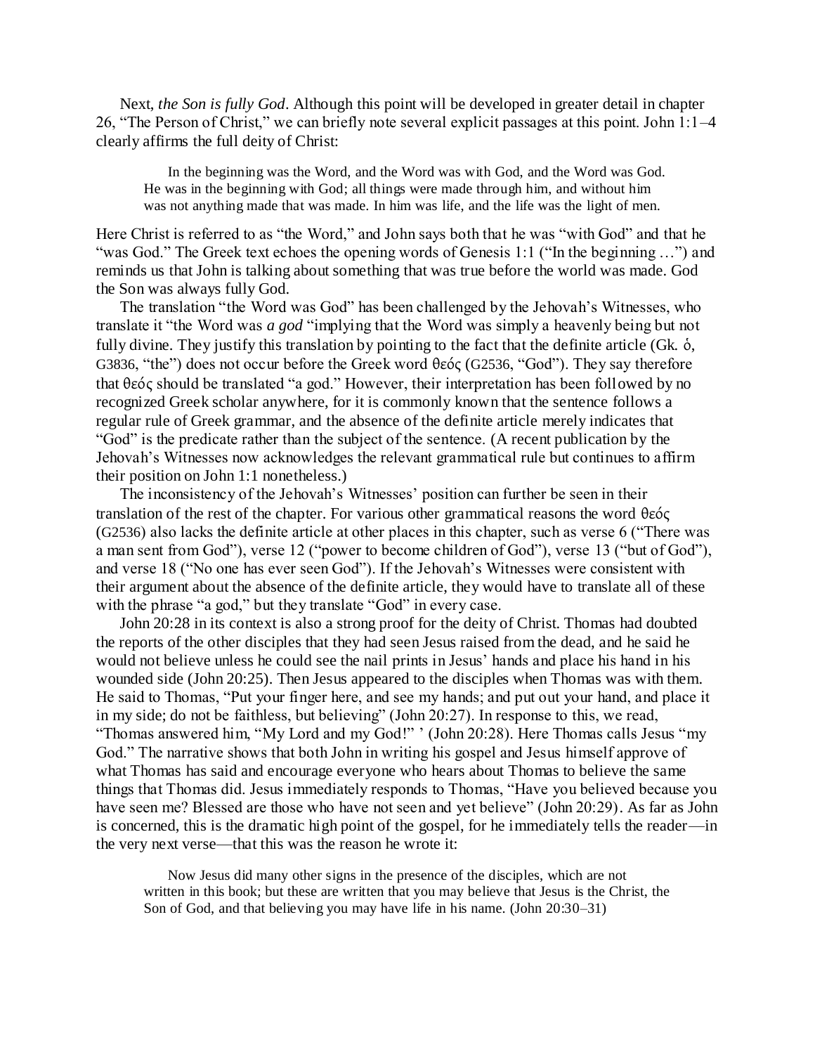Next, *the Son is fully God*. Although this point will be developed in greater detail in chapter 26, "The Person of Christ," we can briefly note several explicit passages at this point. John 1:1–4 clearly affirms the full deity of Christ:

> In the beginning was the Word, and the Word was with God, and the Word was God. He was in the beginning with God; all things were made through him, and without him was not anything made that was made. In him was life, and the life was the light of men.

Here Christ is referred to as "the Word," and John says both that he was "with God" and that he "was God." The Greek text echoes the opening words of Genesis 1:1 ("In the beginning …") and reminds us that John is talking about something that was true before the world was made. God the Son was always fully God.

The translation "the Word was God" has been challenged by the Jehovah's Witnesses, who translate it "the Word was *a god* "implying that the Word was simply a heavenly being but not fully divine. They justify this translation by pointing to the fact that the definite article (Gk. ὁ, G3836, "the") does not occur before the Greek word θεός (G2536, "God"). They say therefore that θεός should be translated "a god." However, their interpretation has been followed by no recognized Greek scholar anywhere, for it is commonly known that the sentence follows a regular rule of Greek grammar, and the absence of the definite article merely indicates that "God" is the predicate rather than the subject of the sentence. (A recent publication by the Jehovah's Witnesses now acknowledges the relevant grammatical rule but continues to affirm their position on John 1:1 nonetheless.)

The inconsistency of the Jehovah's Witnesses' position can further be seen in their translation of the rest of the chapter. For various other grammatical reasons the word θεός (G2536) also lacks the definite article at other places in this chapter, such as verse 6 ("There was a man sent from God"), verse 12 ("power to become children of God"), verse 13 ("but of God"), and verse 18 ("No one has ever seen God"). If the Jehovah's Witnesses were consistent with their argument about the absence of the definite article, they would have to translate all of these with the phrase "a god," but they translate "God" in every case.

John 20:28 in its context is also a strong proof for the deity of Christ. Thomas had doubted the reports of the other disciples that they had seen Jesus raised from the dead, and he said he would not believe unless he could see the nail prints in Jesus' hands and place his hand in his wounded side (John 20:25). Then Jesus appeared to the disciples when Thomas was with them. He said to Thomas, "Put your finger here, and see my hands; and put out your hand, and place it in my side; do not be faithless, but believing" (John 20:27). In response to this, we read, "Thomas answered him, "My Lord and my God!" ' (John 20:28). Here Thomas calls Jesus "my God." The narrative shows that both John in writing his gospel and Jesus himself approve of what Thomas has said and encourage everyone who hears about Thomas to believe the same things that Thomas did. Jesus immediately responds to Thomas, "Have you believed because you have seen me? Blessed are those who have not seen and yet believe" (John 20:29). As far as John is concerned, this is the dramatic high point of the gospel, for he immediately tells the reader—in the very next verse—that this was the reason he wrote it:

> Now Jesus did many other signs in the presence of the disciples, which are not written in this book; but these are written that you may believe that Jesus is the Christ, the Son of God, and that believing you may have life in his name. (John 20:30–31)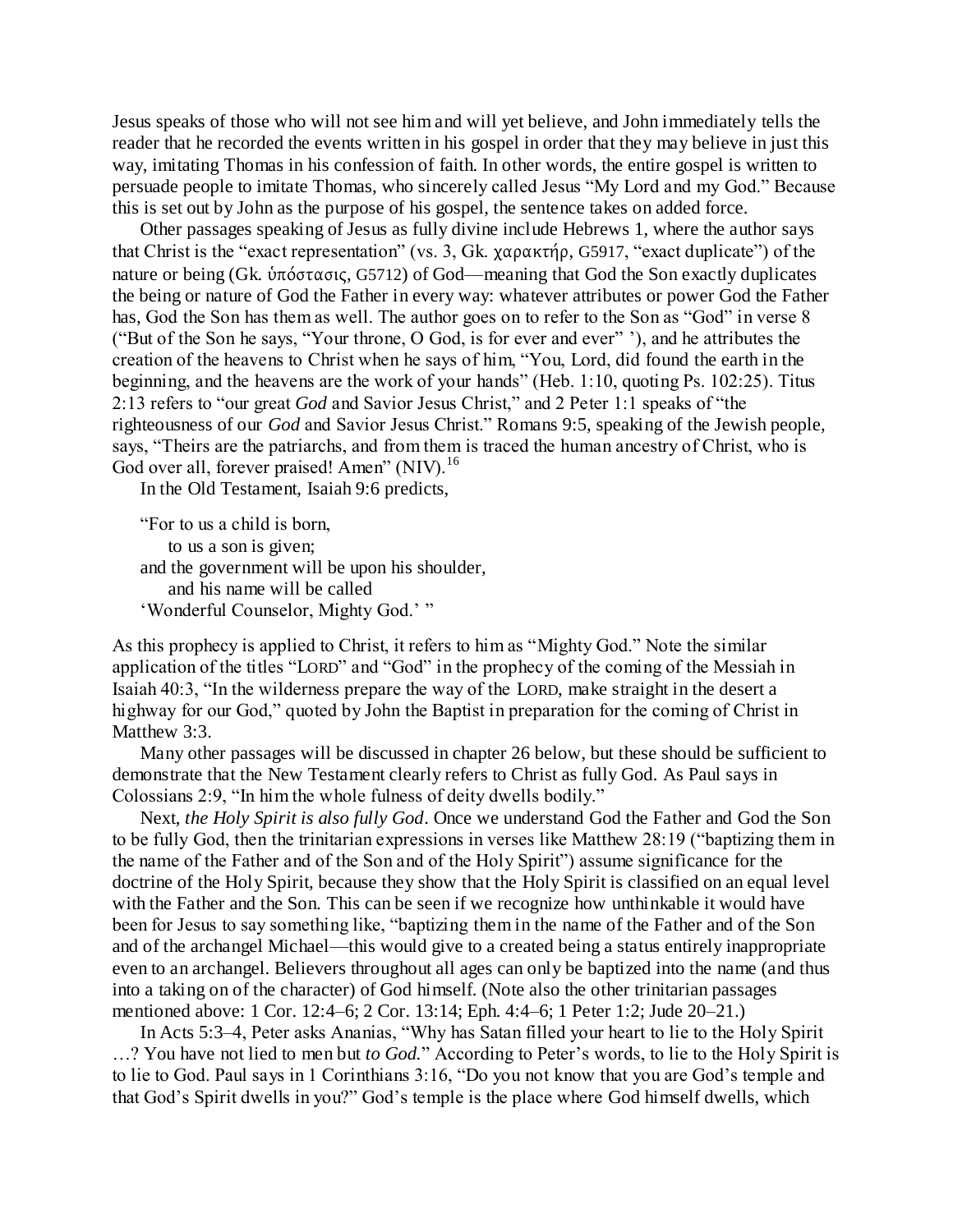Jesus speaks of those who will not see him and will yet believe, and John immediately tells the reader that he recorded the events written in his gospel in order that they may believe in just this way, imitating Thomas in his confession of faith. In other words, the entire gospel is written to persuade people to imitate Thomas, who sincerely called Jesus "My Lord and my God." Because this is set out by John as the purpose of his gospel, the sentence takes on added force.

Other passages speaking of Jesus as fully divine include Hebrews 1, where the author says that Christ is the "exact representation" (vs. 3, Gk. χαρακτήρ, G5917, "exact duplicate") of the nature or being (Gk. ὑπόστασις, G5712) of God—meaning that God the Son exactly duplicates the being or nature of God the Father in every way: whatever attributes or power God the Father has, God the Son has them as well. The author goes on to refer to the Son as "God" in verse 8 ("But of the Son he says, "Your throne, O God, is for ever and ever" '), and he attributes the creation of the heavens to Christ when he says of him, "You, Lord, did found the earth in the beginning, and the heavens are the work of your hands" (Heb. 1:10, quoting Ps. 102:25). Titus 2:13 refers to "our great *God* and Savior Jesus Christ," and 2 Peter 1:1 speaks of "the righteousness of our *God* and Savior Jesus Christ." Romans 9:5, speaking of the Jewish people, says, "Theirs are the patriarchs, and from them is traced the human ancestry of Christ, who is God over all, forever praised! Amen" (NIV).[16]

In the Old Testament, Isaiah 9:6 predicts,

> "For to us a child is born,
> to us a son is given;
> and the government will be upon his shoulder,
> and his name will be called
> 'Wonderful Counselor, Mighty God.' "

As this prophecy is applied to Christ, it refers to him as "Mighty God." Note the similar application of the titles "LORD" and "God" in the prophecy of the coming of the Messiah in Isaiah 40:3, "In the wilderness prepare the way of the LORD, make straight in the desert a highway for our God," quoted by John the Baptist in preparation for the coming of Christ in Matthew 3:3.

Many other passages will be discussed in chapter 26 below, but these should be sufficient to demonstrate that the New Testament clearly refers to Christ as fully God. As Paul says in Colossians 2:9, "In him the whole fulness of deity dwells bodily."

Next, *the Holy Spirit is also fully God*. Once we understand God the Father and God the Son to be fully God, then the trinitarian expressions in verses like Matthew 28:19 ("baptizing them in the name of the Father and of the Son and of the Holy Spirit") assume significance for the doctrine of the Holy Spirit, because they show that the Holy Spirit is classified on an equal level with the Father and the Son. This can be seen if we recognize how unthinkable it would have been for Jesus to say something like, "baptizing them in the name of the Father and of the Son and of the archangel Michael—this would give to a created being a status entirely inappropriate even to an archangel. Believers throughout all ages can only be baptized into the name (and thus into a taking on of the character) of God himself. (Note also the other trinitarian passages mentioned above: 1 Cor. 12:4–6; 2 Cor. 13:14; Eph. 4:4–6; 1 Peter 1:2; Jude 20–21.)

In Acts 5:3–4, Peter asks Ananias, "Why has Satan filled your heart to lie to the Holy Spirit …? You have not lied to men but *to God*." According to Peter's words, to lie to the Holy Spirit is to lie to God. Paul says in 1 Corinthians 3:16, "Do you not know that you are God's temple and that God's Spirit dwells in you?" God's temple is the place where God himself dwells, which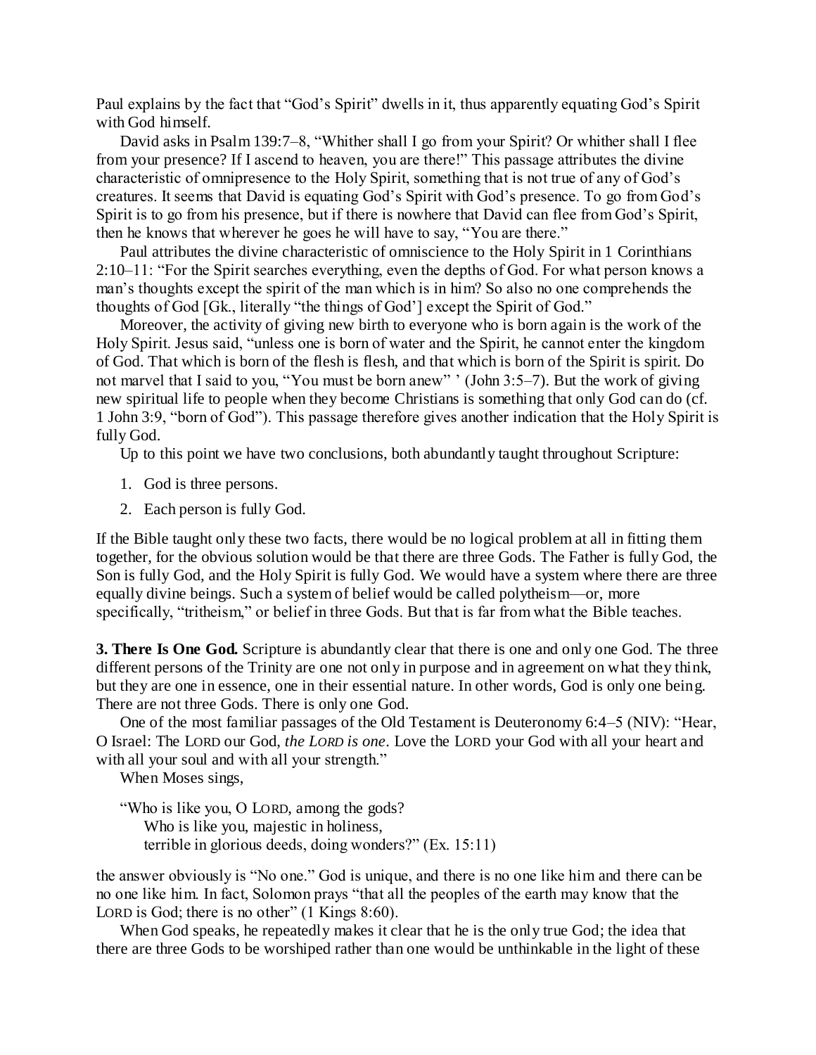Paul explains by the fact that "God's Spirit" dwells in it, thus apparently equating God's Spirit with God himself.

David asks in Psalm 139:7–8, "Whither shall I go from your Spirit? Or whither shall I flee from your presence? If I ascend to heaven, you are there!" This passage attributes the divine characteristic of omnipresence to the Holy Spirit, something that is not true of any of God's creatures. It seems that David is equating God's Spirit with God's presence. To go from God's Spirit is to go from his presence, but if there is nowhere that David can flee from God's Spirit, then he knows that wherever he goes he will have to say, "You are there."

Paul attributes the divine characteristic of omniscience to the Holy Spirit in 1 Corinthians 2:10–11: "For the Spirit searches everything, even the depths of God. For what person knows a man's thoughts except the spirit of the man which is in him? So also no one comprehends the thoughts of God [Gk., literally "the things of God'] except the Spirit of God."

Moreover, the activity of giving new birth to everyone who is born again is the work of the Holy Spirit. Jesus said, "unless one is born of water and the Spirit, he cannot enter the kingdom of God. That which is born of the flesh is flesh, and that which is born of the Spirit is spirit. Do not marvel that I said to you, "You must be born anew" ' (John 3:5–7). But the work of giving new spiritual life to people when they become Christians is something that only God can do (cf. 1 John 3:9, "born of God"). This passage therefore gives another indication that the Holy Spirit is fully God.

Up to this point we have two conclusions, both abundantly taught throughout Scripture:

1. God is three persons.
2. Each person is fully God.

If the Bible taught only these two facts, there would be no logical problem at all in fitting them together, for the obvious solution would be that there are three Gods. The Father is fully God, the Son is fully God, and the Holy Spirit is fully God. We would have a system where there are three equally divine beings. Such a system of belief would be called polytheism—or, more specifically, "tritheism," or belief in three Gods. But that is far from what the Bible teaches.

**3. There Is One God.** Scripture is abundantly clear that there is one and only one God. The three different persons of the Trinity are one not only in purpose and in agreement on what they think, but they are one in essence, one in their essential nature. In other words, God is only one being. There are not three Gods. There is only one God.

One of the most familiar passages of the Old Testament is Deuteronomy 6:4–5 (NIV): "Hear, O Israel: The LORD our God, *the LORD is one*. Love the LORD your God with all your heart and with all your soul and with all your strength."

When Moses sings,

> "Who is like you, O LORD, among the gods?
> Who is like you, majestic in holiness,
> terrible in glorious deeds, doing wonders?" (Ex. 15:11)

the answer obviously is "No one." God is unique, and there is no one like him and there can be no one like him. In fact, Solomon prays "that all the peoples of the earth may know that the LORD is God; there is no other" (1 Kings 8:60).

When God speaks, he repeatedly makes it clear that he is the only true God; the idea that there are three Gods to be worshiped rather than one would be unthinkable in the light of these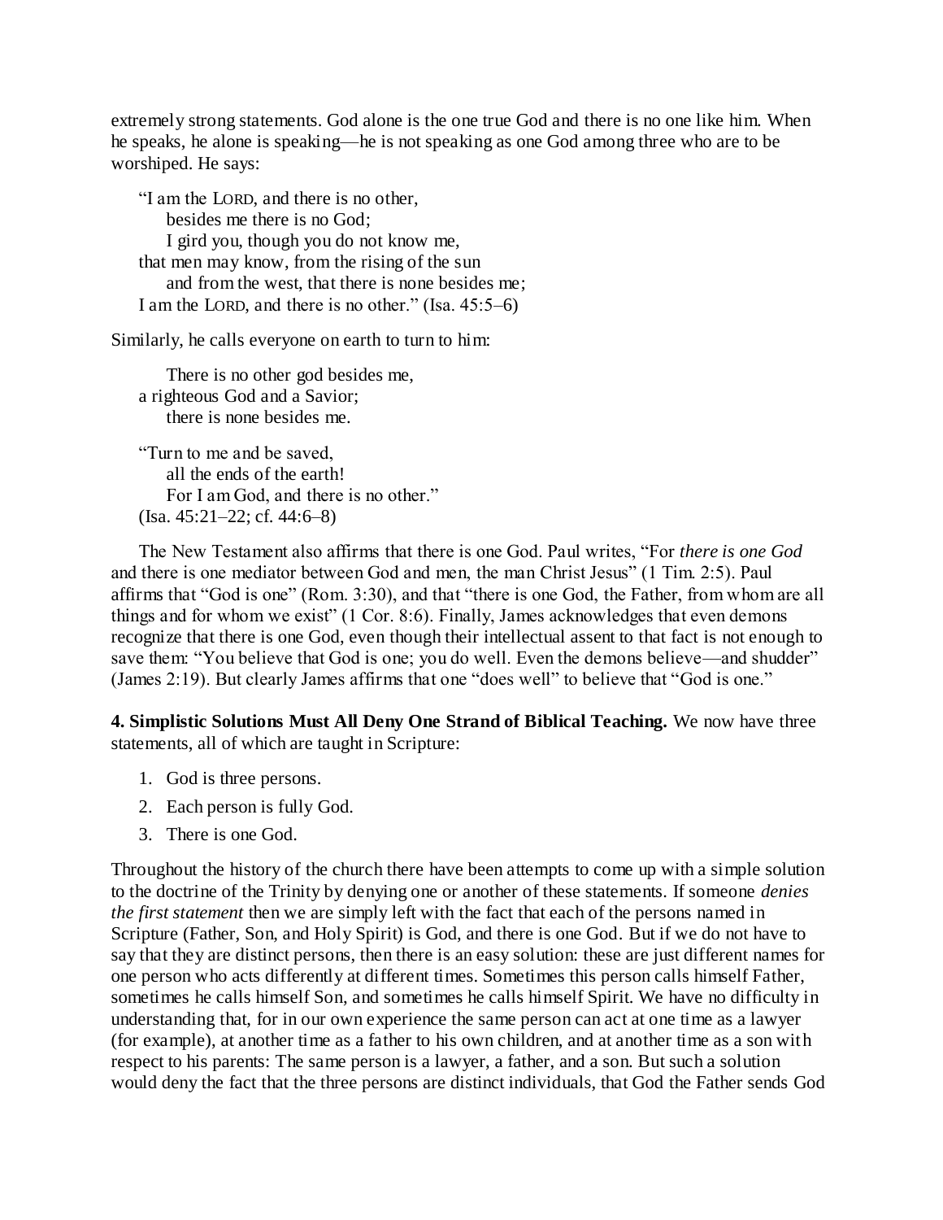extremely strong statements. God alone is the one true God and there is no one like him. When he speaks, he alone is speaking—he is not speaking as one God among three who are to be worshiped. He says:

> "I am the LORD, and there is no other,  
> besides me there is no God;  
> I gird you, though you do not know me,  
> that men may know, from the rising of the sun  
> and from the west, that there is none besides me;  
> I am the LORD, and there is no other." (Isa. 45:5–6)

Similarly, he calls everyone on earth to turn to him:

> There is no other god besides me,  
> a righteous God and a Savior;  
> there is none besides me.
>
> "Turn to me and be saved,  
> all the ends of the earth!  
> For I am God, and there is no other."  
> (Isa. 45:21–22; cf. 44:6–8)

The New Testament also affirms that there is one God. Paul writes, "For *there is one God* and there is one mediator between God and men, the man Christ Jesus" (1 Tim. 2:5). Paul affirms that "God is one" (Rom. 3:30), and that "there is one God, the Father, from whom are all things and for whom we exist" (1 Cor. 8:6). Finally, James acknowledges that even demons recognize that there is one God, even though their intellectual assent to that fact is not enough to save them: "You believe that God is one; you do well. Even the demons believe—and shudder" (James 2:19). But clearly James affirms that one "does well" to believe that "God is one."

**4. Simplistic Solutions Must All Deny One Strand of Biblical Teaching.** We now have three statements, all of which are taught in Scripture:

1. God is three persons.
2. Each person is fully God.
3. There is one God.

Throughout the history of the church there have been attempts to come up with a simple solution to the doctrine of the Trinity by denying one or another of these statements. If someone *denies the first statement* then we are simply left with the fact that each of the persons named in Scripture (Father, Son, and Holy Spirit) is God, and there is one God. But if we do not have to say that they are distinct persons, then there is an easy solution: these are just different names for one person who acts differently at different times. Sometimes this person calls himself Father, sometimes he calls himself Son, and sometimes he calls himself Spirit. We have no difficulty in understanding that, for in our own experience the same person can act at one time as a lawyer (for example), at another time as a father to his own children, and at another time as a son with respect to his parents: The same person is a lawyer, a father, and a son. But such a solution would deny the fact that the three persons are distinct individuals, that God the Father sends God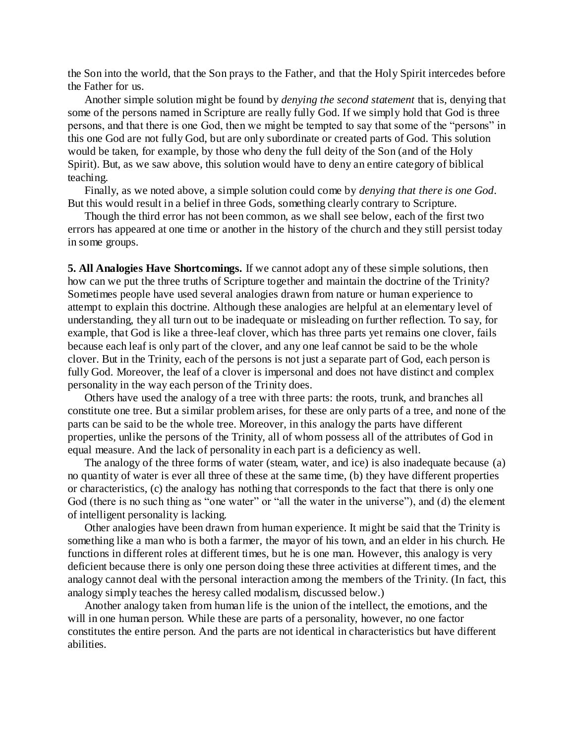the Son into the world, that the Son prays to the Father, and that the Holy Spirit intercedes before the Father for us.

Another simple solution might be found by *denying the second statement* that is, denying that some of the persons named in Scripture are really fully God. If we simply hold that God is three persons, and that there is one God, then we might be tempted to say that some of the "persons" in this one God are not fully God, but are only subordinate or created parts of God. This solution would be taken, for example, by those who deny the full deity of the Son (and of the Holy Spirit). But, as we saw above, this solution would have to deny an entire category of biblical teaching.

Finally, as we noted above, a simple solution could come by *denying that there is one God*. But this would result in a belief in three Gods, something clearly contrary to Scripture.

Though the third error has not been common, as we shall see below, each of the first two errors has appeared at one time or another in the history of the church and they still persist today in some groups.

**5. All Analogies Have Shortcomings.** If we cannot adopt any of these simple solutions, then how can we put the three truths of Scripture together and maintain the doctrine of the Trinity? Sometimes people have used several analogies drawn from nature or human experience to attempt to explain this doctrine. Although these analogies are helpful at an elementary level of understanding, they all turn out to be inadequate or misleading on further reflection. To say, for example, that God is like a three-leaf clover, which has three parts yet remains one clover, fails because each leaf is only part of the clover, and any one leaf cannot be said to be the whole clover. But in the Trinity, each of the persons is not just a separate part of God, each person is fully God. Moreover, the leaf of a clover is impersonal and does not have distinct and complex personality in the way each person of the Trinity does.

Others have used the analogy of a tree with three parts: the roots, trunk, and branches all constitute one tree. But a similar problem arises, for these are only parts of a tree, and none of the parts can be said to be the whole tree. Moreover, in this analogy the parts have different properties, unlike the persons of the Trinity, all of whom possess all of the attributes of God in equal measure. And the lack of personality in each part is a deficiency as well.

The analogy of the three forms of water (steam, water, and ice) is also inadequate because (a) no quantity of water is ever all three of these at the same time, (b) they have different properties or characteristics, (c) the analogy has nothing that corresponds to the fact that there is only one God (there is no such thing as "one water" or "all the water in the universe"), and (d) the element of intelligent personality is lacking.

Other analogies have been drawn from human experience. It might be said that the Trinity is something like a man who is both a farmer, the mayor of his town, and an elder in his church. He functions in different roles at different times, but he is one man. However, this analogy is very deficient because there is only one person doing these three activities at different times, and the analogy cannot deal with the personal interaction among the members of the Trinity. (In fact, this analogy simply teaches the heresy called modalism, discussed below.)

Another analogy taken from human life is the union of the intellect, the emotions, and the will in one human person. While these are parts of a personality, however, no one factor constitutes the entire person. And the parts are not identical in characteristics but have different abilities.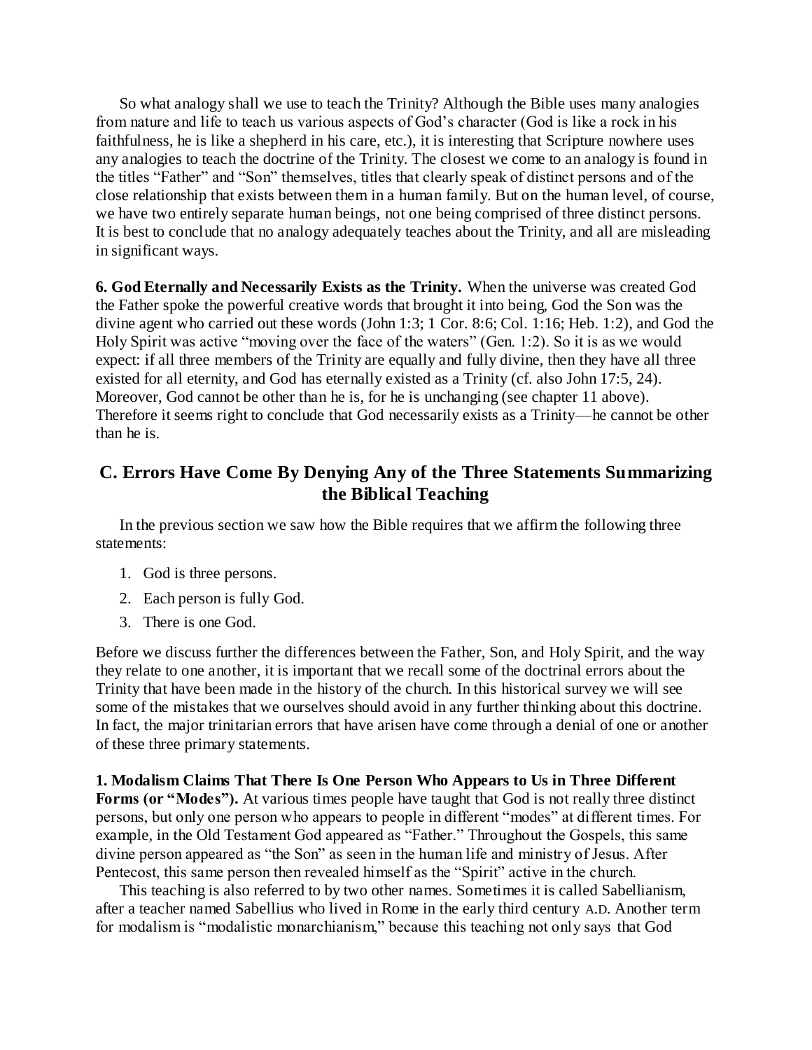So what analogy shall we use to teach the Trinity? Although the Bible uses many analogies from nature and life to teach us various aspects of God's character (God is like a rock in his faithfulness, he is like a shepherd in his care, etc.), it is interesting that Scripture nowhere uses any analogies to teach the doctrine of the Trinity. The closest we come to an analogy is found in the titles "Father" and "Son" themselves, titles that clearly speak of distinct persons and of the close relationship that exists between them in a human family. But on the human level, of course, we have two entirely separate human beings, not one being comprised of three distinct persons. It is best to conclude that no analogy adequately teaches about the Trinity, and all are misleading in significant ways.

**6. God Eternally and Necessarily Exists as the Trinity.** When the universe was created God the Father spoke the powerful creative words that brought it into being, God the Son was the divine agent who carried out these words (John 1:3; 1 Cor. 8:6; Col. 1:16; Heb. 1:2), and God the Holy Spirit was active "moving over the face of the waters" (Gen. 1:2). So it is as we would expect: if all three members of the Trinity are equally and fully divine, then they have all three existed for all eternity, and God has eternally existed as a Trinity (cf. also John 17:5, 24). Moreover, God cannot be other than he is, for he is unchanging (see chapter 11 above). Therefore it seems right to conclude that God necessarily exists as a Trinity—he cannot be other than he is.

## C. Errors Have Come By Denying Any of the Three Statements Summarizing the Biblical Teaching

In the previous section we saw how the Bible requires that we affirm the following three statements:

1. God is three persons.
2. Each person is fully God.
3. There is one God.

Before we discuss further the differences between the Father, Son, and Holy Spirit, and the way they relate to one another, it is important that we recall some of the doctrinal errors about the Trinity that have been made in the history of the church. In this historical survey we will see some of the mistakes that we ourselves should avoid in any further thinking about this doctrine. In fact, the major trinitarian errors that have arisen have come through a denial of one or another of these three primary statements.

**1. Modalism Claims That There Is One Person Who Appears to Us in Three Different Forms (or "Modes").** At various times people have taught that God is not really three distinct persons, but only one person who appears to people in different "modes" at different times. For example, in the Old Testament God appeared as "Father." Throughout the Gospels, this same divine person appeared as "the Son" as seen in the human life and ministry of Jesus. After Pentecost, this same person then revealed himself as the "Spirit" active in the church.

This teaching is also referred to by two other names. Sometimes it is called Sabellianism, after a teacher named Sabellius who lived in Rome in the early third century A.D. Another term for modalism is "modalistic monarchianism," because this teaching not only says that God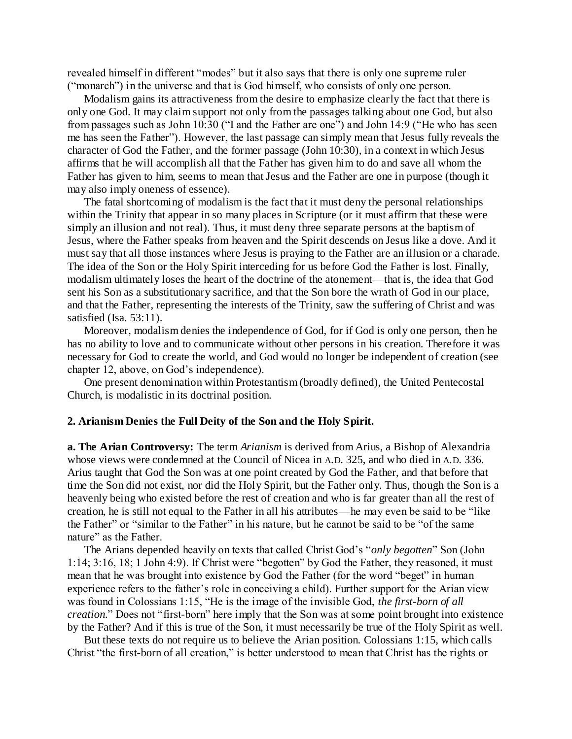revealed himself in different "modes" but it also says that there is only one supreme ruler ("monarch") in the universe and that is God himself, who consists of only one person.

Modalism gains its attractiveness from the desire to emphasize clearly the fact that there is only one God. It may claim support not only from the passages talking about one God, but also from passages such as John 10:30 ("I and the Father are one") and John 14:9 ("He who has seen me has seen the Father"). However, the last passage can simply mean that Jesus fully reveals the character of God the Father, and the former passage (John 10:30), in a context in which Jesus affirms that he will accomplish all that the Father has given him to do and save all whom the Father has given to him, seems to mean that Jesus and the Father are one in purpose (though it may also imply oneness of essence).

The fatal shortcoming of modalism is the fact that it must deny the personal relationships within the Trinity that appear in so many places in Scripture (or it must affirm that these were simply an illusion and not real). Thus, it must deny three separate persons at the baptism of Jesus, where the Father speaks from heaven and the Spirit descends on Jesus like a dove. And it must say that all those instances where Jesus is praying to the Father are an illusion or a charade. The idea of the Son or the Holy Spirit interceding for us before God the Father is lost. Finally, modalism ultimately loses the heart of the doctrine of the atonement—that is, the idea that God sent his Son as a substitutionary sacrifice, and that the Son bore the wrath of God in our place, and that the Father, representing the interests of the Trinity, saw the suffering of Christ and was satisfied (Isa. 53:11).

Moreover, modalism denies the independence of God, for if God is only one person, then he has no ability to love and to communicate without other persons in his creation. Therefore it was necessary for God to create the world, and God would no longer be independent of creation (see chapter 12, above, on God's independence).

One present denomination within Protestantism (broadly defined), the United Pentecostal Church, is modalistic in its doctrinal position.

**2. Arianism Denies the Full Deity of the Son and the Holy Spirit.**

**a. The Arian Controversy:** The term *Arianism* is derived from Arius, a Bishop of Alexandria whose views were condemned at the Council of Nicea in A.D. 325, and who died in A.D. 336. Arius taught that God the Son was at one point created by God the Father, and that before that time the Son did not exist, nor did the Holy Spirit, but the Father only. Thus, though the Son is a heavenly being who existed before the rest of creation and who is far greater than all the rest of creation, he is still not equal to the Father in all his attributes—he may even be said to be "like the Father" or "similar to the Father" in his nature, but he cannot be said to be "of the same nature" as the Father.

The Arians depended heavily on texts that called Christ God's "*only begotten*" Son (John 1:14; 3:16, 18; 1 John 4:9). If Christ were "begotten" by God the Father, they reasoned, it must mean that he was brought into existence by God the Father (for the word "beget" in human experience refers to the father's role in conceiving a child). Further support for the Arian view was found in Colossians 1:15, "He is the image of the invisible God, *the first-born of all creation*." Does not "first-born" here imply that the Son was at some point brought into existence by the Father? And if this is true of the Son, it must necessarily be true of the Holy Spirit as well.

But these texts do not require us to believe the Arian position. Colossians 1:15, which calls Christ "the first-born of all creation," is better understood to mean that Christ has the rights or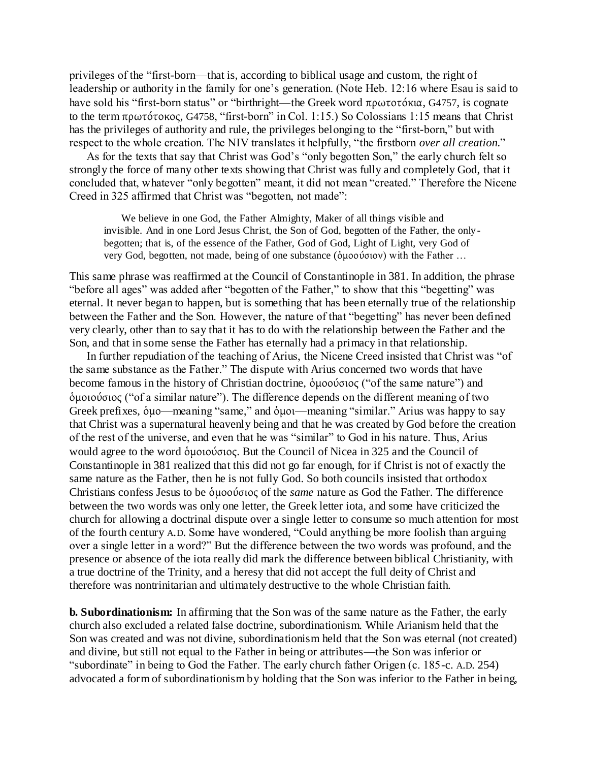privileges of the "first-born—that is, according to biblical usage and custom, the right of leadership or authority in the family for one's generation. (Note Heb. 12:16 where Esau is said to have sold his "first-born status" or "birthright—the Greek word πρωτοτόκια, G4757, is cognate to the term πρωτότοκος, G4758, "first-born" in Col. 1:15.) So Colossians 1:15 means that Christ has the privileges of authority and rule, the privileges belonging to the "first-born," but with respect to the whole creation. The NIV translates it helpfully, "the firstborn *over all creation*."

As for the texts that say that Christ was God's "only begotten Son," the early church felt so strongly the force of many other texts showing that Christ was fully and completely God, that it concluded that, whatever "only begotten" meant, it did not mean "created." Therefore the Nicene Creed in 325 affirmed that Christ was "begotten, not made":

> We believe in one God, the Father Almighty, Maker of all things visible and invisible. And in one Lord Jesus Christ, the Son of God, begotten of the Father, the only-begotten; that is, of the essence of the Father, God of God, Light of Light, very God of very God, begotten, not made, being of one substance (ὁμοούσιον) with the Father …

This same phrase was reaffirmed at the Council of Constantinople in 381. In addition, the phrase "before all ages" was added after "begotten of the Father," to show that this "begetting" was eternal. It never began to happen, but is something that has been eternally true of the relationship between the Father and the Son. However, the nature of that "begetting" has never been defined very clearly, other than to say that it has to do with the relationship between the Father and the Son, and that in some sense the Father has eternally had a primacy in that relationship.

In further repudiation of the teaching of Arius, the Nicene Creed insisted that Christ was "of the same substance as the Father." The dispute with Arius concerned two words that have become famous in the history of Christian doctrine, ὁμοούσιος ("of the same nature") and ὁμοιούσιος ("of a similar nature"). The difference depends on the different meaning of two Greek prefixes, ὁμο—meaning "same," and ὁμοι—meaning "similar." Arius was happy to say that Christ was a supernatural heavenly being and that he was created by God before the creation of the rest of the universe, and even that he was "similar" to God in his nature. Thus, Arius would agree to the word ὁμοιούσιος. But the Council of Nicea in 325 and the Council of Constantinople in 381 realized that this did not go far enough, for if Christ is not of exactly the same nature as the Father, then he is not fully God. So both councils insisted that orthodox Christians confess Jesus to be ὁμοούσιος of the *same* nature as God the Father. The difference between the two words was only one letter, the Greek letter iota, and some have criticized the church for allowing a doctrinal dispute over a single letter to consume so much attention for most of the fourth century A.D. Some have wondered, "Could anything be more foolish than arguing over a single letter in a word?" But the difference between the two words was profound, and the presence or absence of the iota really did mark the difference between biblical Christianity, with a true doctrine of the Trinity, and a heresy that did not accept the full deity of Christ and therefore was nontrinitarian and ultimately destructive to the whole Christian faith.

**b. Subordinationism:** In affirming that the Son was of the same nature as the Father, the early church also excluded a related false doctrine, subordinationism. While Arianism held that the Son was created and was not divine, subordinationism held that the Son was eternal (not created) and divine, but still not equal to the Father in being or attributes—the Son was inferior or "subordinate" in being to God the Father. The early church father Origen (c. 185-c. A.D. 254) advocated a form of subordinationism by holding that the Son was inferior to the Father in being,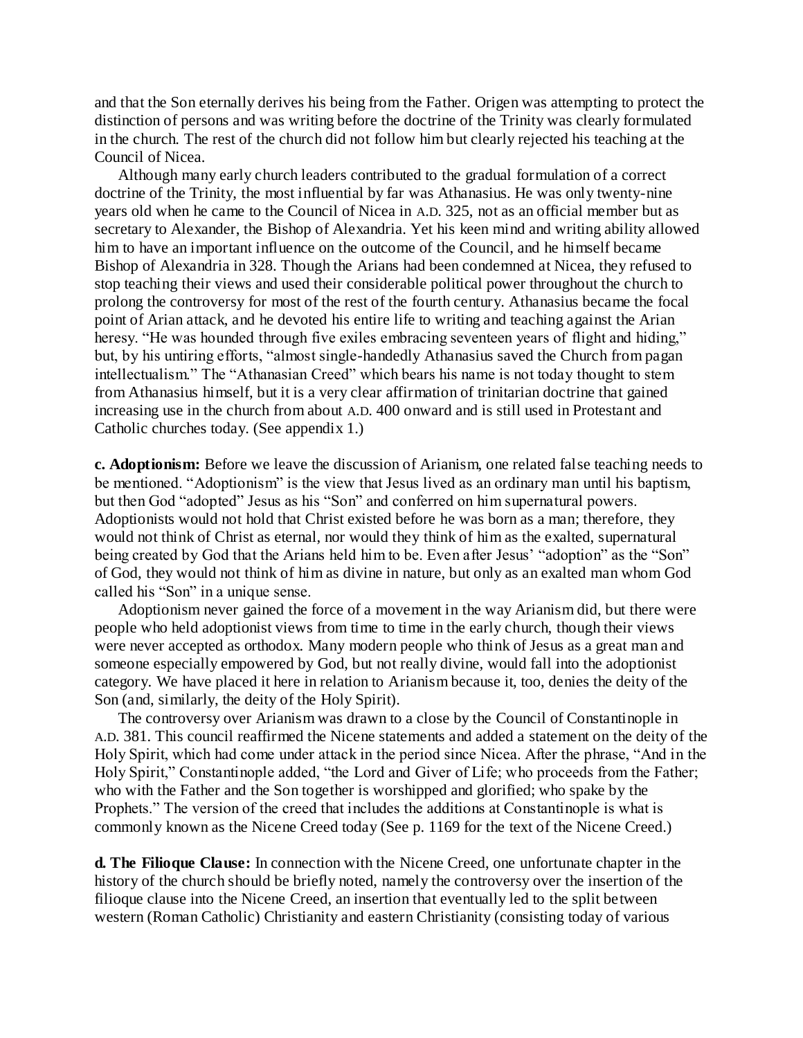and that the Son eternally derives his being from the Father. Origen was attempting to protect the distinction of persons and was writing before the doctrine of the Trinity was clearly formulated in the church. The rest of the church did not follow him but clearly rejected his teaching at the Council of Nicea.

Although many early church leaders contributed to the gradual formulation of a correct doctrine of the Trinity, the most influential by far was Athanasius. He was only twenty-nine years old when he came to the Council of Nicea in A.D. 325, not as an official member but as secretary to Alexander, the Bishop of Alexandria. Yet his keen mind and writing ability allowed him to have an important influence on the outcome of the Council, and he himself became Bishop of Alexandria in 328. Though the Arians had been condemned at Nicea, they refused to stop teaching their views and used their considerable political power throughout the church to prolong the controversy for most of the rest of the fourth century. Athanasius became the focal point of Arian attack, and he devoted his entire life to writing and teaching against the Arian heresy. "He was hounded through five exiles embracing seventeen years of flight and hiding," but, by his untiring efforts, "almost single-handedly Athanasius saved the Church from pagan intellectualism." The "Athanasian Creed" which bears his name is not today thought to stem from Athanasius himself, but it is a very clear affirmation of trinitarian doctrine that gained increasing use in the church from about A.D. 400 onward and is still used in Protestant and Catholic churches today. (See appendix 1.)

**c. Adoptionism:** Before we leave the discussion of Arianism, one related false teaching needs to be mentioned. "Adoptionism" is the view that Jesus lived as an ordinary man until his baptism, but then God "adopted" Jesus as his "Son" and conferred on him supernatural powers. Adoptionists would not hold that Christ existed before he was born as a man; therefore, they would not think of Christ as eternal, nor would they think of him as the exalted, supernatural being created by God that the Arians held him to be. Even after Jesus' "adoption" as the "Son" of God, they would not think of him as divine in nature, but only as an exalted man whom God called his "Son" in a unique sense.

Adoptionism never gained the force of a movement in the way Arianism did, but there were people who held adoptionist views from time to time in the early church, though their views were never accepted as orthodox. Many modern people who think of Jesus as a great man and someone especially empowered by God, but not really divine, would fall into the adoptionist category. We have placed it here in relation to Arianism because it, too, denies the deity of the Son (and, similarly, the deity of the Holy Spirit).

The controversy over Arianism was drawn to a close by the Council of Constantinople in A.D. 381. This council reaffirmed the Nicene statements and added a statement on the deity of the Holy Spirit, which had come under attack in the period since Nicea. After the phrase, "And in the Holy Spirit," Constantinople added, "the Lord and Giver of Life; who proceeds from the Father; who with the Father and the Son together is worshipped and glorified; who spake by the Prophets." The version of the creed that includes the additions at Constantinople is what is commonly known as the Nicene Creed today (See p. 1169 for the text of the Nicene Creed.)

**d. The Filioque Clause:** In connection with the Nicene Creed, one unfortunate chapter in the history of the church should be briefly noted, namely the controversy over the insertion of the filioque clause into the Nicene Creed, an insertion that eventually led to the split between western (Roman Catholic) Christianity and eastern Christianity (consisting today of various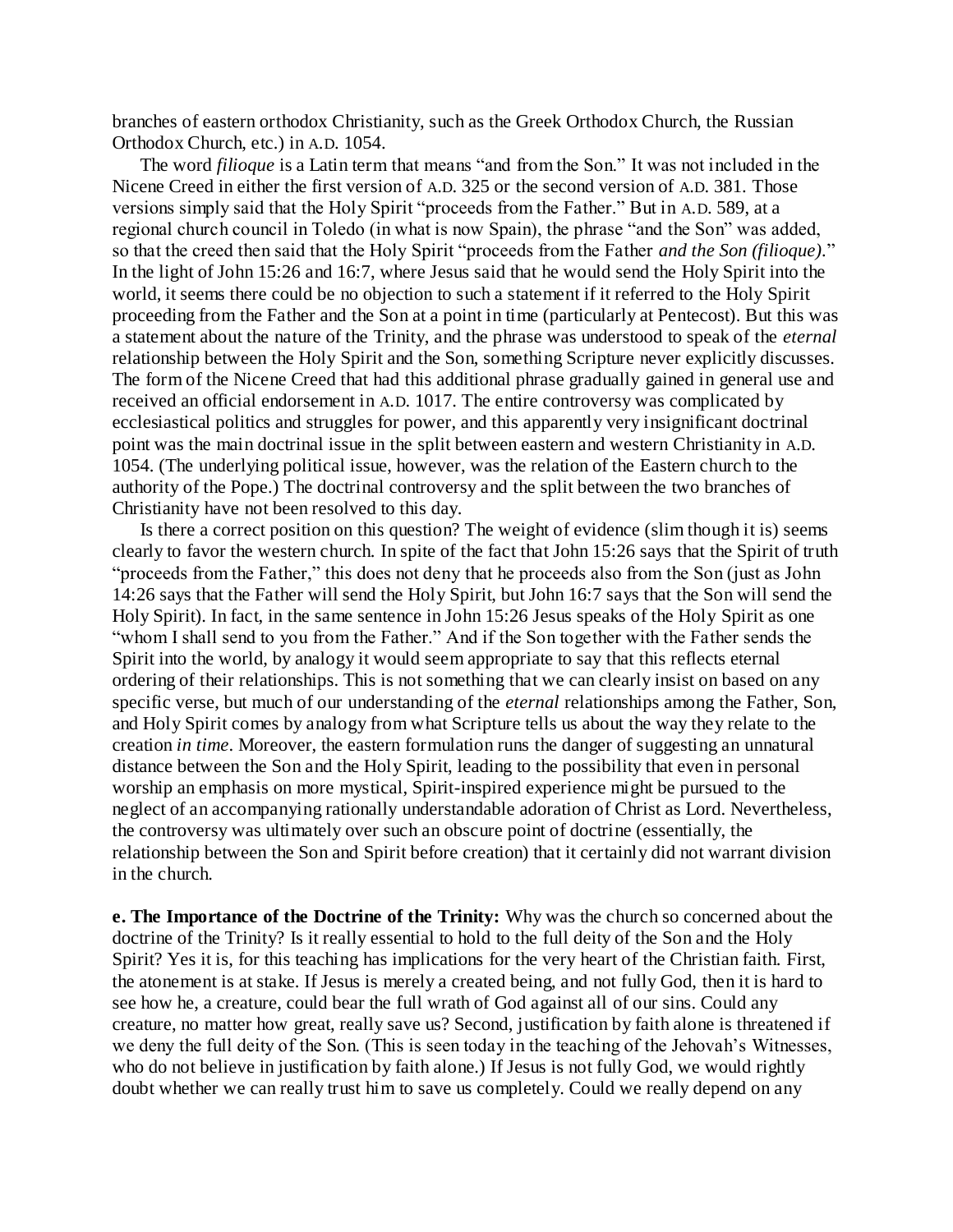branches of eastern orthodox Christianity, such as the Greek Orthodox Church, the Russian Orthodox Church, etc.) in A.D. 1054.

The word *filioque* is a Latin term that means "and from the Son." It was not included in the Nicene Creed in either the first version of A.D. 325 or the second version of A.D. 381. Those versions simply said that the Holy Spirit "proceeds from the Father." But in A.D. 589, at a regional church council in Toledo (in what is now Spain), the phrase "and the Son" was added, so that the creed then said that the Holy Spirit "proceeds from the Father *and the Son (filioque)*." In the light of John 15:26 and 16:7, where Jesus said that he would send the Holy Spirit into the world, it seems there could be no objection to such a statement if it referred to the Holy Spirit proceeding from the Father and the Son at a point in time (particularly at Pentecost). But this was a statement about the nature of the Trinity, and the phrase was understood to speak of the *eternal* relationship between the Holy Spirit and the Son, something Scripture never explicitly discusses. The form of the Nicene Creed that had this additional phrase gradually gained in general use and received an official endorsement in A.D. 1017. The entire controversy was complicated by ecclesiastical politics and struggles for power, and this apparently very insignificant doctrinal point was the main doctrinal issue in the split between eastern and western Christianity in A.D. 1054. (The underlying political issue, however, was the relation of the Eastern church to the authority of the Pope.) The doctrinal controversy and the split between the two branches of Christianity have not been resolved to this day.

Is there a correct position on this question? The weight of evidence (slim though it is) seems clearly to favor the western church. In spite of the fact that John 15:26 says that the Spirit of truth "proceeds from the Father," this does not deny that he proceeds also from the Son (just as John 14:26 says that the Father will send the Holy Spirit, but John 16:7 says that the Son will send the Holy Spirit). In fact, in the same sentence in John 15:26 Jesus speaks of the Holy Spirit as one "whom I shall send to you from the Father." And if the Son together with the Father sends the Spirit into the world, by analogy it would seem appropriate to say that this reflects eternal ordering of their relationships. This is not something that we can clearly insist on based on any specific verse, but much of our understanding of the *eternal* relationships among the Father, Son, and Holy Spirit comes by analogy from what Scripture tells us about the way they relate to the creation *in time*. Moreover, the eastern formulation runs the danger of suggesting an unnatural distance between the Son and the Holy Spirit, leading to the possibility that even in personal worship an emphasis on more mystical, Spirit-inspired experience might be pursued to the neglect of an accompanying rationally understandable adoration of Christ as Lord. Nevertheless, the controversy was ultimately over such an obscure point of doctrine (essentially, the relationship between the Son and Spirit before creation) that it certainly did not warrant division in the church.

**e. The Importance of the Doctrine of the Trinity:** Why was the church so concerned about the doctrine of the Trinity? Is it really essential to hold to the full deity of the Son and the Holy Spirit? Yes it is, for this teaching has implications for the very heart of the Christian faith. First, the atonement is at stake. If Jesus is merely a created being, and not fully God, then it is hard to see how he, a creature, could bear the full wrath of God against all of our sins. Could any creature, no matter how great, really save us? Second, justification by faith alone is threatened if we deny the full deity of the Son. (This is seen today in the teaching of the Jehovah's Witnesses, who do not believe in justification by faith alone.) If Jesus is not fully God, we would rightly doubt whether we can really trust him to save us completely. Could we really depend on any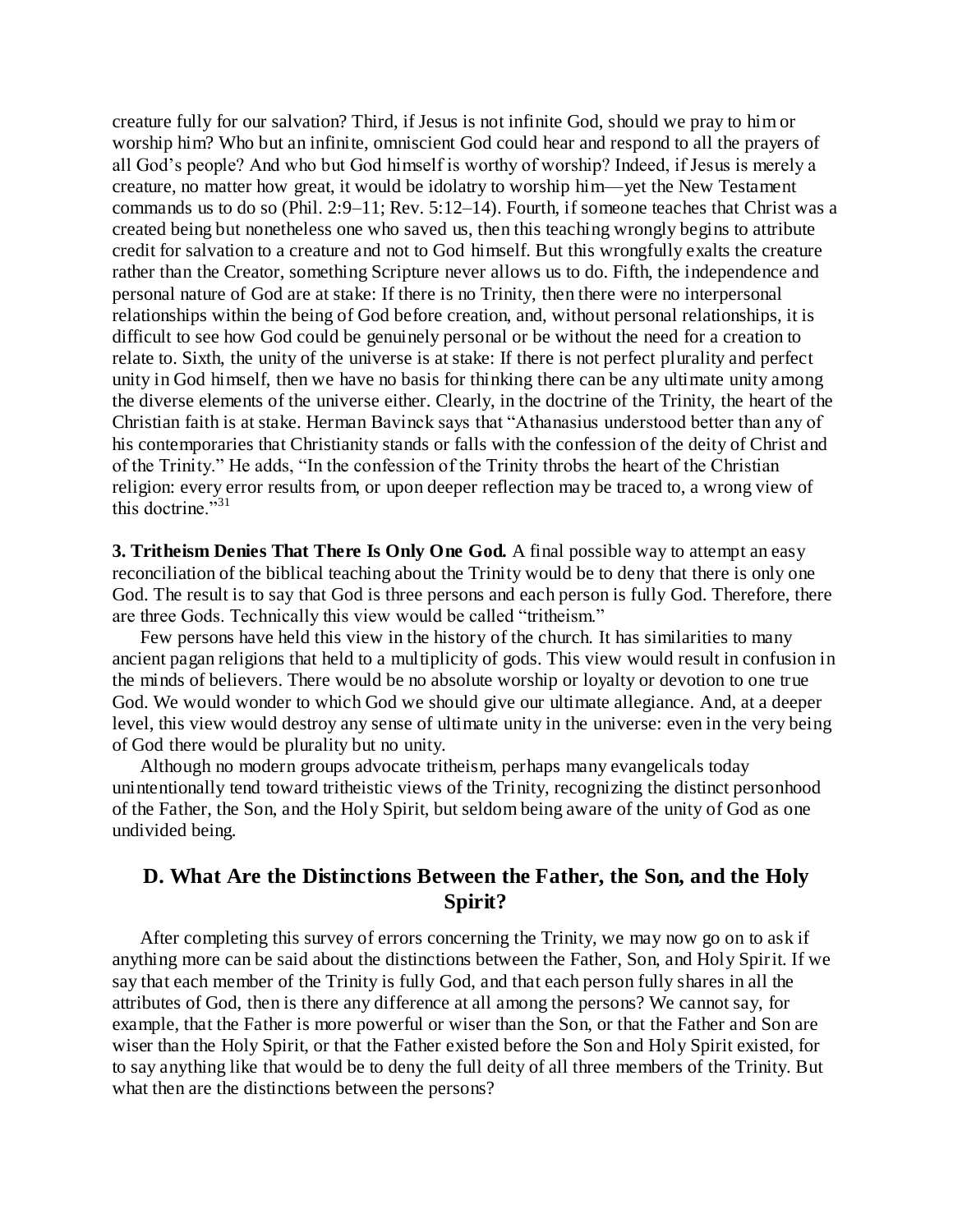creature fully for our salvation? Third, if Jesus is not infinite God, should we pray to him or worship him? Who but an infinite, omniscient God could hear and respond to all the prayers of all God's people? And who but God himself is worthy of worship? Indeed, if Jesus is merely a creature, no matter how great, it would be idolatry to worship him—yet the New Testament commands us to do so (Phil. 2:9–11; Rev. 5:12–14). Fourth, if someone teaches that Christ was a created being but nonetheless one who saved us, then this teaching wrongly begins to attribute credit for salvation to a creature and not to God himself. But this wrongfully exalts the creature rather than the Creator, something Scripture never allows us to do. Fifth, the independence and personal nature of God are at stake: If there is no Trinity, then there were no interpersonal relationships within the being of God before creation, and, without personal relationships, it is difficult to see how God could be genuinely personal or be without the need for a creation to relate to. Sixth, the unity of the universe is at stake: If there is not perfect plurality and perfect unity in God himself, then we have no basis for thinking there can be any ultimate unity among the diverse elements of the universe either. Clearly, in the doctrine of the Trinity, the heart of the Christian faith is at stake. Herman Bavinck says that "Athanasius understood better than any of his contemporaries that Christianity stands or falls with the confession of the deity of Christ and of the Trinity." He adds, "In the confession of the Trinity throbs the heart of the Christian religion: every error results from, or upon deeper reflection may be traced to, a wrong view of this doctrine."[31]

**3. Tritheism Denies That There Is Only One God.** A final possible way to attempt an easy reconciliation of the biblical teaching about the Trinity would be to deny that there is only one God. The result is to say that God is three persons and each person is fully God. Therefore, there are three Gods. Technically this view would be called "tritheism."

Few persons have held this view in the history of the church. It has similarities to many ancient pagan religions that held to a multiplicity of gods. This view would result in confusion in the minds of believers. There would be no absolute worship or loyalty or devotion to one true God. We would wonder to which God we should give our ultimate allegiance. And, at a deeper level, this view would destroy any sense of ultimate unity in the universe: even in the very being of God there would be plurality but no unity.

Although no modern groups advocate tritheism, perhaps many evangelicals today unintentionally tend toward tritheistic views of the Trinity, recognizing the distinct personhood of the Father, the Son, and the Holy Spirit, but seldom being aware of the unity of God as one undivided being.

## D. What Are the Distinctions Between the Father, the Son, and the Holy Spirit?

After completing this survey of errors concerning the Trinity, we may now go on to ask if anything more can be said about the distinctions between the Father, Son, and Holy Spirit. If we say that each member of the Trinity is fully God, and that each person fully shares in all the attributes of God, then is there any difference at all among the persons? We cannot say, for example, that the Father is more powerful or wiser than the Son, or that the Father and Son are wiser than the Holy Spirit, or that the Father existed before the Son and Holy Spirit existed, for to say anything like that would be to deny the full deity of all three members of the Trinity. But what then are the distinctions between the persons?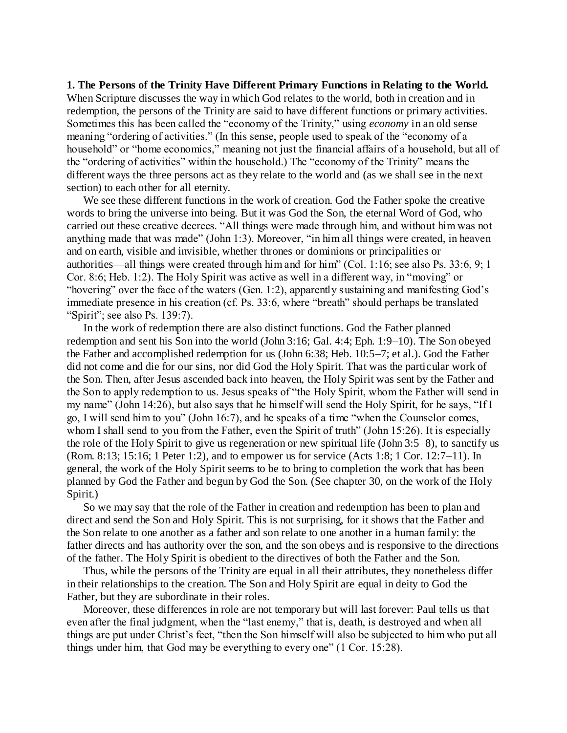**1. The Persons of the Trinity Have Different Primary Functions in Relating to the World.** When Scripture discusses the way in which God relates to the world, both in creation and in redemption, the persons of the Trinity are said to have different functions or primary activities. Sometimes this has been called the "economy of the Trinity," using *economy* in an old sense meaning "ordering of activities." (In this sense, people used to speak of the "economy of a household" or "home economics," meaning not just the financial affairs of a household, but all of the "ordering of activities" within the household.) The "economy of the Trinity" means the different ways the three persons act as they relate to the world and (as we shall see in the next section) to each other for all eternity.

We see these different functions in the work of creation. God the Father spoke the creative words to bring the universe into being. But it was God the Son, the eternal Word of God, who carried out these creative decrees. "All things were made through him, and without him was not anything made that was made" (John 1:3). Moreover, "in him all things were created, in heaven and on earth, visible and invisible, whether thrones or dominions or principalities or authorities—all things were created through him and for him" (Col. 1:16; see also Ps. 33:6, 9; 1 Cor. 8:6; Heb. 1:2). The Holy Spirit was active as well in a different way, in "moving" or "hovering" over the face of the waters (Gen. 1:2), apparently sustaining and manifesting God's immediate presence in his creation (cf. Ps. 33:6, where "breath" should perhaps be translated "Spirit"; see also Ps. 139:7).

In the work of redemption there are also distinct functions. God the Father planned redemption and sent his Son into the world (John 3:16; Gal. 4:4; Eph. 1:9–10). The Son obeyed the Father and accomplished redemption for us (John 6:38; Heb. 10:5–7; et al.). God the Father did not come and die for our sins, nor did God the Holy Spirit. That was the particular work of the Son. Then, after Jesus ascended back into heaven, the Holy Spirit was sent by the Father and the Son to apply redemption to us. Jesus speaks of "the Holy Spirit, whom the Father will send in my name" (John 14:26), but also says that he himself will send the Holy Spirit, for he says, "If I go, I will send him to you" (John 16:7), and he speaks of a time "when the Counselor comes, whom I shall send to you from the Father, even the Spirit of truth" (John 15:26). It is especially the role of the Holy Spirit to give us regeneration or new spiritual life (John 3:5–8), to sanctify us (Rom. 8:13; 15:16; 1 Peter 1:2), and to empower us for service (Acts 1:8; 1 Cor. 12:7–11). In general, the work of the Holy Spirit seems to be to bring to completion the work that has been planned by God the Father and begun by God the Son. (See chapter 30, on the work of the Holy Spirit.)

So we may say that the role of the Father in creation and redemption has been to plan and direct and send the Son and Holy Spirit. This is not surprising, for it shows that the Father and the Son relate to one another as a father and son relate to one another in a human family: the father directs and has authority over the son, and the son obeys and is responsive to the directions of the father. The Holy Spirit is obedient to the directives of both the Father and the Son.

Thus, while the persons of the Trinity are equal in all their attributes, they nonetheless differ in their relationships to the creation. The Son and Holy Spirit are equal in deity to God the Father, but they are subordinate in their roles.

Moreover, these differences in role are not temporary but will last forever: Paul tells us that even after the final judgment, when the "last enemy," that is, death, is destroyed and when all things are put under Christ's feet, "then the Son himself will also be subjected to him who put all things under him, that God may be everything to every one" (1 Cor. 15:28).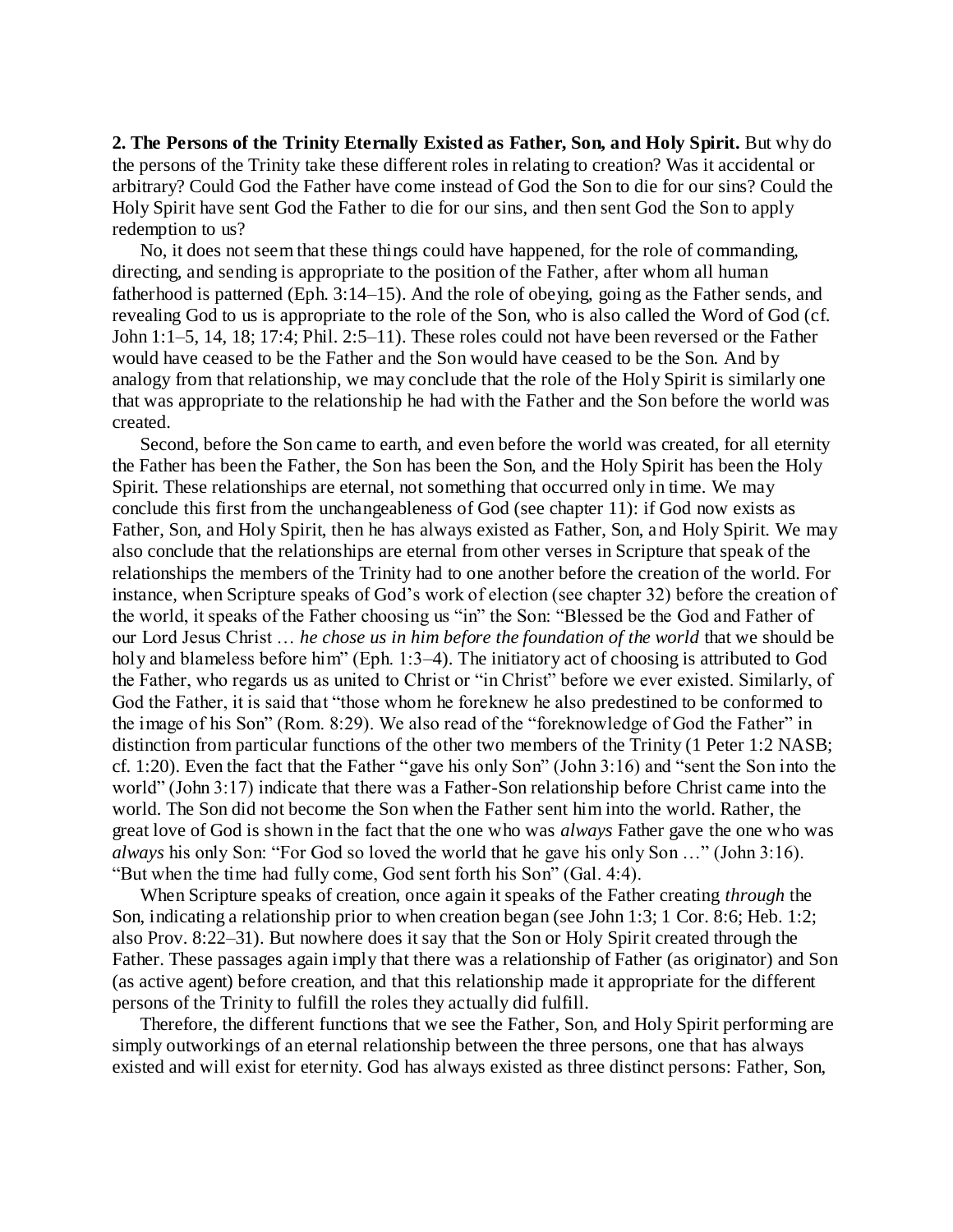**2. The Persons of the Trinity Eternally Existed as Father, Son, and Holy Spirit.** But why do the persons of the Trinity take these different roles in relating to creation? Was it accidental or arbitrary? Could God the Father have come instead of God the Son to die for our sins? Could the Holy Spirit have sent God the Father to die for our sins, and then sent God the Son to apply redemption to us?

No, it does not seem that these things could have happened, for the role of commanding, directing, and sending is appropriate to the position of the Father, after whom all human fatherhood is patterned (Eph. 3:14–15). And the role of obeying, going as the Father sends, and revealing God to us is appropriate to the role of the Son, who is also called the Word of God (cf. John 1:1–5, 14, 18; 17:4; Phil. 2:5–11). These roles could not have been reversed or the Father would have ceased to be the Father and the Son would have ceased to be the Son. And by analogy from that relationship, we may conclude that the role of the Holy Spirit is similarly one that was appropriate to the relationship he had with the Father and the Son before the world was created.

Second, before the Son came to earth, and even before the world was created, for all eternity the Father has been the Father, the Son has been the Son, and the Holy Spirit has been the Holy Spirit. These relationships are eternal, not something that occurred only in time. We may conclude this first from the unchangeableness of God (see chapter 11): if God now exists as Father, Son, and Holy Spirit, then he has always existed as Father, Son, and Holy Spirit. We may also conclude that the relationships are eternal from other verses in Scripture that speak of the relationships the members of the Trinity had to one another before the creation of the world. For instance, when Scripture speaks of God's work of election (see chapter 32) before the creation of the world, it speaks of the Father choosing us "in" the Son: "Blessed be the God and Father of our Lord Jesus Christ … *he chose us in him before the foundation of the world* that we should be holy and blameless before him" (Eph. 1:3–4). The initiatory act of choosing is attributed to God the Father, who regards us as united to Christ or "in Christ" before we ever existed. Similarly, of God the Father, it is said that "those whom he foreknew he also predestined to be conformed to the image of his Son" (Rom. 8:29). We also read of the "foreknowledge of God the Father" in distinction from particular functions of the other two members of the Trinity (1 Peter 1:2 NASB; cf. 1:20). Even the fact that the Father "gave his only Son" (John 3:16) and "sent the Son into the world" (John 3:17) indicate that there was a Father-Son relationship before Christ came into the world. The Son did not become the Son when the Father sent him into the world. Rather, the great love of God is shown in the fact that the one who was *always* Father gave the one who was *always* his only Son: "For God so loved the world that he gave his only Son …" (John 3:16). "But when the time had fully come, God sent forth his Son" (Gal. 4:4).

When Scripture speaks of creation, once again it speaks of the Father creating *through* the Son, indicating a relationship prior to when creation began (see John 1:3; 1 Cor. 8:6; Heb. 1:2; also Prov. 8:22–31). But nowhere does it say that the Son or Holy Spirit created through the Father. These passages again imply that there was a relationship of Father (as originator) and Son (as active agent) before creation, and that this relationship made it appropriate for the different persons of the Trinity to fulfill the roles they actually did fulfill.

Therefore, the different functions that we see the Father, Son, and Holy Spirit performing are simply outworkings of an eternal relationship between the three persons, one that has always existed and will exist for eternity. God has always existed as three distinct persons: Father, Son,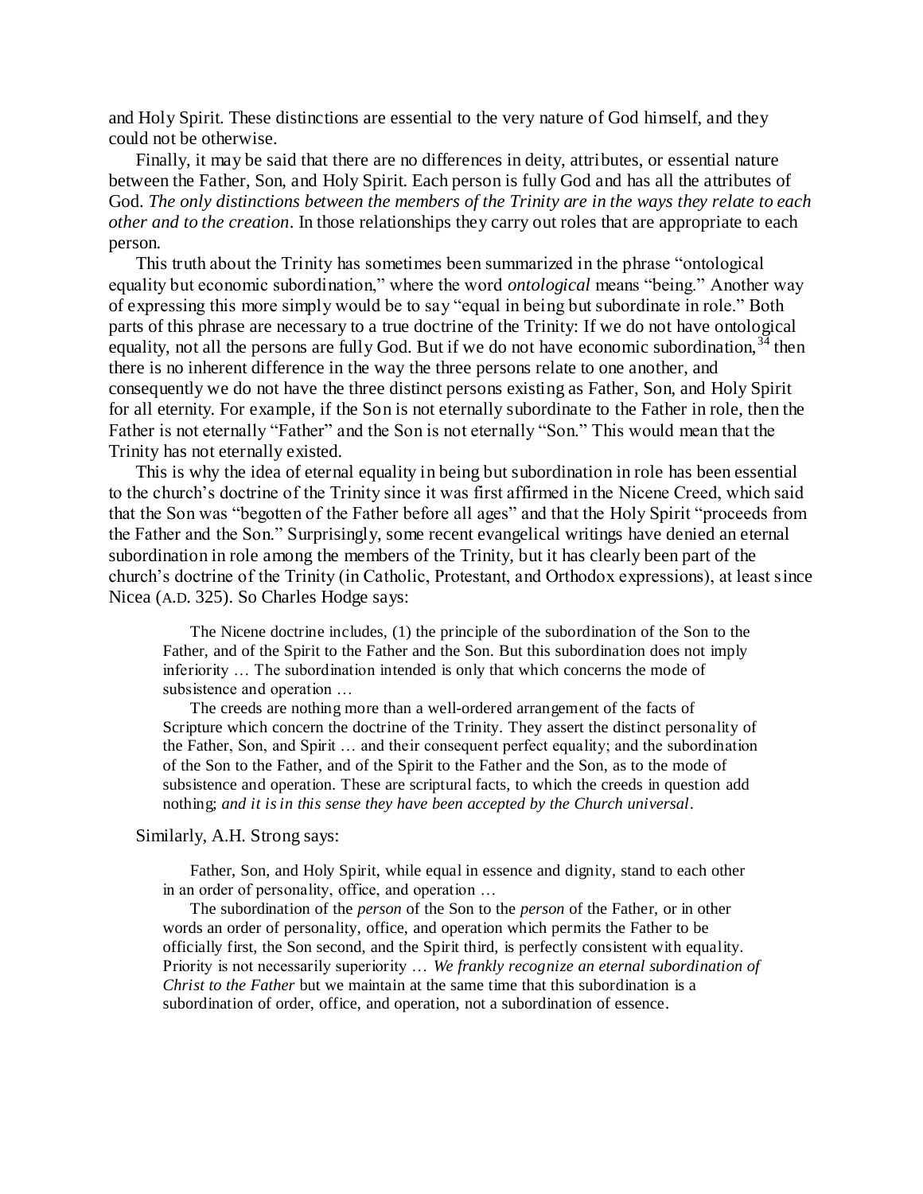and Holy Spirit. These distinctions are essential to the very nature of God himself, and they could not be otherwise.

Finally, it may be said that there are no differences in deity, attributes, or essential nature between the Father, Son, and Holy Spirit. Each person is fully God and has all the attributes of God. *The only distinctions between the members of the Trinity are in the ways they relate to each other and to the creation*. In those relationships they carry out roles that are appropriate to each person.

This truth about the Trinity has sometimes been summarized in the phrase "ontological equality but economic subordination," where the word *ontological* means "being." Another way of expressing this more simply would be to say "equal in being but subordinate in role." Both parts of this phrase are necessary to a true doctrine of the Trinity: If we do not have ontological equality, not all the persons are fully God. But if we do not have economic subordination,[34] then there is no inherent difference in the way the three persons relate to one another, and consequently we do not have the three distinct persons existing as Father, Son, and Holy Spirit for all eternity. For example, if the Son is not eternally subordinate to the Father in role, then the Father is not eternally "Father" and the Son is not eternally "Son." This would mean that the Trinity has not eternally existed.

This is why the idea of eternal equality in being but subordination in role has been essential to the church's doctrine of the Trinity since it was first affirmed in the Nicene Creed, which said that the Son was "begotten of the Father before all ages" and that the Holy Spirit "proceeds from the Father and the Son." Surprisingly, some recent evangelical writings have denied an eternal subordination in role among the members of the Trinity, but it has clearly been part of the church's doctrine of the Trinity (in Catholic, Protestant, and Orthodox expressions), at least since Nicea (A.D. 325). So Charles Hodge says:

> The Nicene doctrine includes, (1) the principle of the subordination of the Son to the Father, and of the Spirit to the Father and the Son. But this subordination does not imply inferiority … The subordination intended is only that which concerns the mode of subsistence and operation …
>
> The creeds are nothing more than a well-ordered arrangement of the facts of Scripture which concern the doctrine of the Trinity. They assert the distinct personality of the Father, Son, and Spirit … and their consequent perfect equality; and the subordination of the Son to the Father, and of the Spirit to the Father and the Son, as to the mode of subsistence and operation. These are scriptural facts, to which the creeds in question add nothing; *and it is in this sense they have been accepted by the Church universal*.

Similarly, A.H. Strong says:

> Father, Son, and Holy Spirit, while equal in essence and dignity, stand to each other in an order of personality, office, and operation …
>
> The subordination of the *person* of the Son to the *person* of the Father, or in other words an order of personality, office, and operation which permits the Father to be officially first, the Son second, and the Spirit third, is perfectly consistent with equality. Priority is not necessarily superiority … *We frankly recognize an eternal subordination of Christ to the Father* but we maintain at the same time that this subordination is a subordination of order, office, and operation, not a subordination of essence.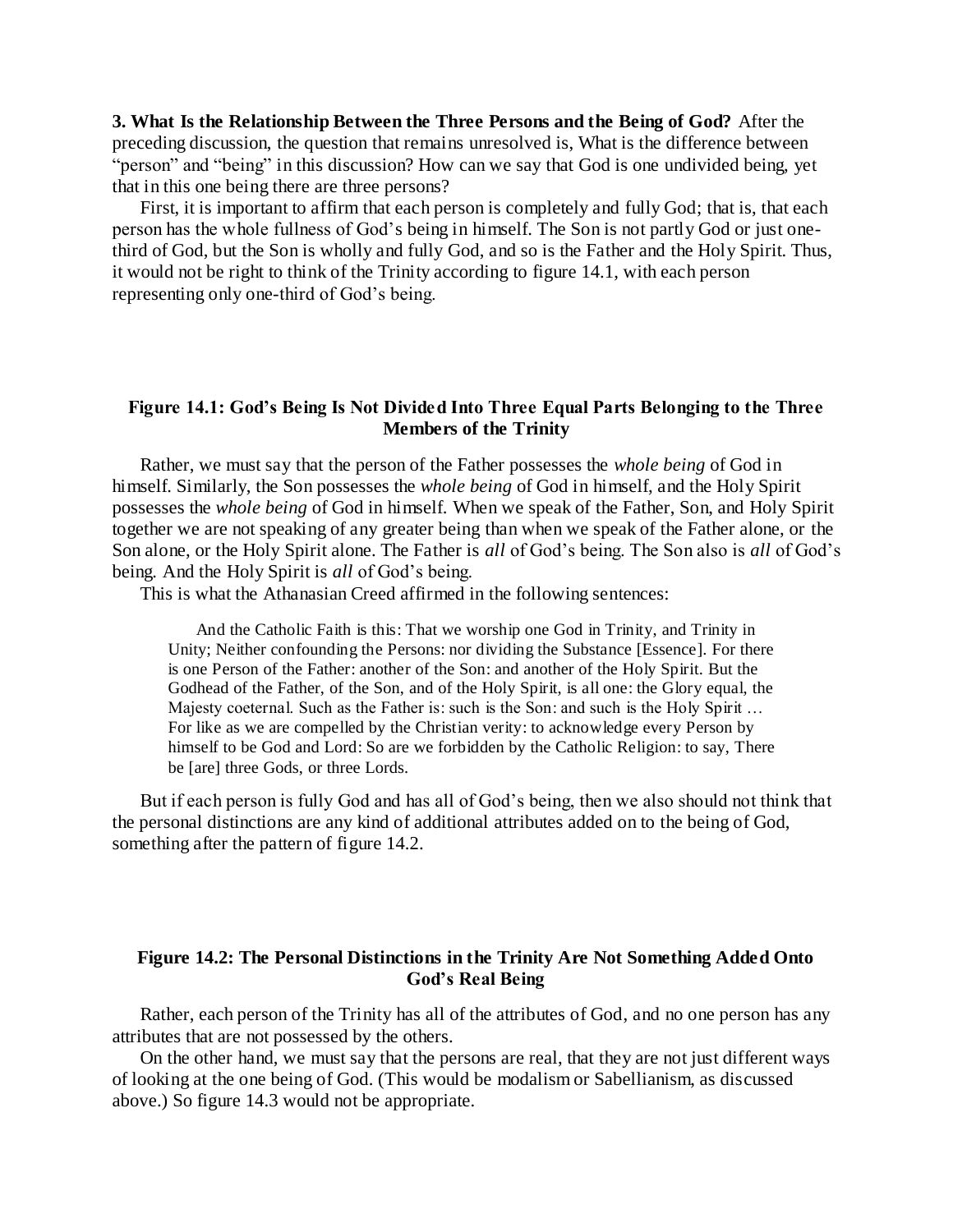**3. What Is the Relationship Between the Three Persons and the Being of God?** After the preceding discussion, the question that remains unresolved is, What is the difference between "person" and "being" in this discussion? How can we say that God is one undivided being, yet that in this one being there are three persons?

First, it is important to affirm that each person is completely and fully God; that is, that each person has the whole fullness of God's being in himself. The Son is not partly God or just one-third of God, but the Son is wholly and fully God, and so is the Father and the Holy Spirit. Thus, it would not be right to think of the Trinity according to figure 14.1, with each person representing only one-third of God's being.

**Figure 14.1: God's Being Is Not Divided Into Three Equal Parts Belonging to the Three Members of the Trinity**

Rather, we must say that the person of the Father possesses the *whole being* of God in himself. Similarly, the Son possesses the *whole being* of God in himself, and the Holy Spirit possesses the *whole being* of God in himself. When we speak of the Father, Son, and Holy Spirit together we are not speaking of any greater being than when we speak of the Father alone, or the Son alone, or the Holy Spirit alone. The Father is *all* of God's being. The Son also is *all* of God's being. And the Holy Spirit is *all* of God's being.

This is what the Athanasian Creed affirmed in the following sentences:

> And the Catholic Faith is this: That we worship one God in Trinity, and Trinity in Unity; Neither confounding the Persons: nor dividing the Substance [Essence]. For there is one Person of the Father: another of the Son: and another of the Holy Spirit. But the Godhead of the Father, of the Son, and of the Holy Spirit, is all one: the Glory equal, the Majesty coeternal. Such as the Father is: such is the Son: and such is the Holy Spirit … For like as we are compelled by the Christian verity: to acknowledge every Person by himself to be God and Lord: So are we forbidden by the Catholic Religion: to say, There be [are] three Gods, or three Lords.

But if each person is fully God and has all of God's being, then we also should not think that the personal distinctions are any kind of additional attributes added on to the being of God, something after the pattern of figure 14.2.

**Figure 14.2: The Personal Distinctions in the Trinity Are Not Something Added Onto God's Real Being**

Rather, each person of the Trinity has all of the attributes of God, and no one person has any attributes that are not possessed by the others.

On the other hand, we must say that the persons are real, that they are not just different ways of looking at the one being of God. (This would be modalism or Sabellianism, as discussed above.) So figure 14.3 would not be appropriate.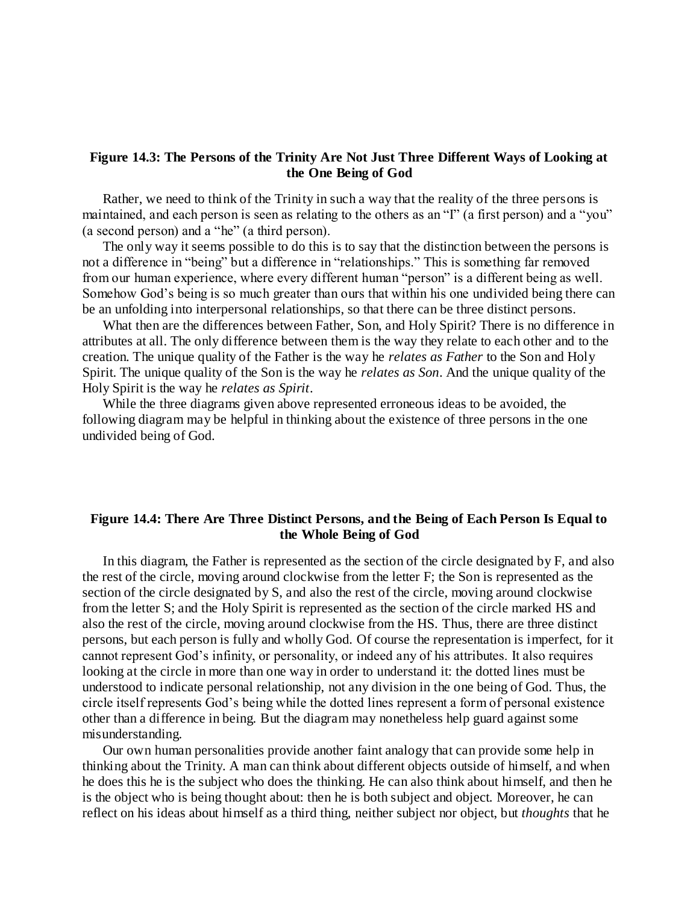**Figure 14.3: The Persons of the Trinity Are Not Just Three Different Ways of Looking at the One Being of God**

Rather, we need to think of the Trinity in such a way that the reality of the three persons is maintained, and each person is seen as relating to the others as an "I" (a first person) and a "you" (a second person) and a "he" (a third person).

The only way it seems possible to do this is to say that the distinction between the persons is not a difference in "being" but a difference in "relationships." This is something far removed from our human experience, where every different human "person" is a different being as well. Somehow God's being is so much greater than ours that within his one undivided being there can be an unfolding into interpersonal relationships, so that there can be three distinct persons.

What then are the differences between Father, Son, and Holy Spirit? There is no difference in attributes at all. The only difference between them is the way they relate to each other and to the creation. The unique quality of the Father is the way he *relates as Father* to the Son and Holy Spirit. The unique quality of the Son is the way he *relates as Son*. And the unique quality of the Holy Spirit is the way he *relates as Spirit*.

While the three diagrams given above represented erroneous ideas to be avoided, the following diagram may be helpful in thinking about the existence of three persons in the one undivided being of God.

**Figure 14.4: There Are Three Distinct Persons, and the Being of Each Person Is Equal to the Whole Being of God**

In this diagram, the Father is represented as the section of the circle designated by F, and also the rest of the circle, moving around clockwise from the letter F; the Son is represented as the section of the circle designated by S, and also the rest of the circle, moving around clockwise from the letter S; and the Holy Spirit is represented as the section of the circle marked HS and also the rest of the circle, moving around clockwise from the HS. Thus, there are three distinct persons, but each person is fully and wholly God. Of course the representation is imperfect, for it cannot represent God's infinity, or personality, or indeed any of his attributes. It also requires looking at the circle in more than one way in order to understand it: the dotted lines must be understood to indicate personal relationship, not any division in the one being of God. Thus, the circle itself represents God's being while the dotted lines represent a form of personal existence other than a difference in being. But the diagram may nonetheless help guard against some misunderstanding.

Our own human personalities provide another faint analogy that can provide some help in thinking about the Trinity. A man can think about different objects outside of himself, and when he does this he is the subject who does the thinking. He can also think about himself, and then he is the object who is being thought about: then he is both subject and object. Moreover, he can reflect on his ideas about himself as a third thing, neither subject nor object, but *thoughts* that he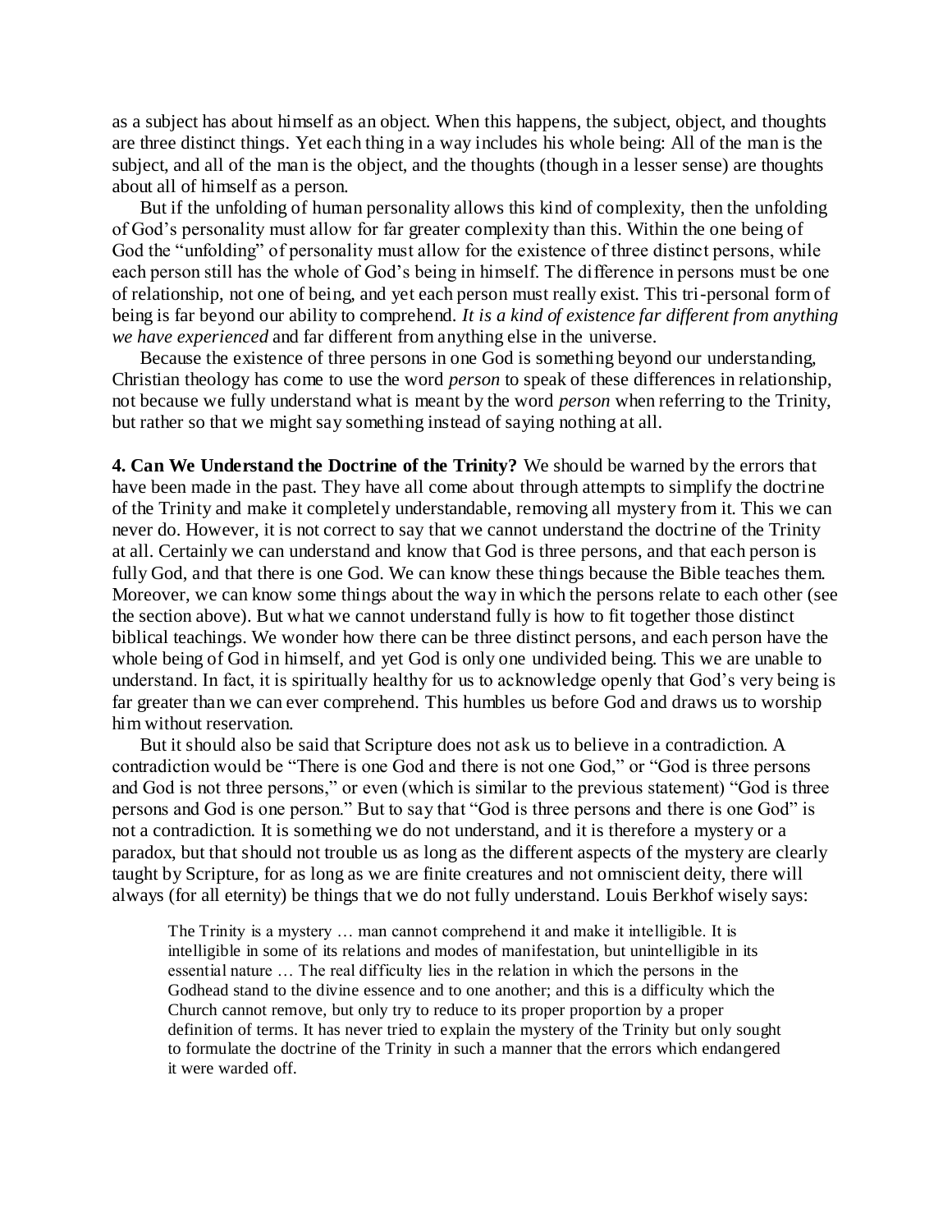as a subject has about himself as an object. When this happens, the subject, object, and thoughts are three distinct things. Yet each thing in a way includes his whole being: All of the man is the subject, and all of the man is the object, and the thoughts (though in a lesser sense) are thoughts about all of himself as a person.

But if the unfolding of human personality allows this kind of complexity, then the unfolding of God's personality must allow for far greater complexity than this. Within the one being of God the "unfolding" of personality must allow for the existence of three distinct persons, while each person still has the whole of God's being in himself. The difference in persons must be one of relationship, not one of being, and yet each person must really exist. This tri-personal form of being is far beyond our ability to comprehend. *It is a kind of existence far different from anything we have experienced* and far different from anything else in the universe.

Because the existence of three persons in one God is something beyond our understanding, Christian theology has come to use the word *person* to speak of these differences in relationship, not because we fully understand what is meant by the word *person* when referring to the Trinity, but rather so that we might say something instead of saying nothing at all.

**4. Can We Understand the Doctrine of the Trinity?** We should be warned by the errors that have been made in the past. They have all come about through attempts to simplify the doctrine of the Trinity and make it completely understandable, removing all mystery from it. This we can never do. However, it is not correct to say that we cannot understand the doctrine of the Trinity at all. Certainly we can understand and know that God is three persons, and that each person is fully God, and that there is one God. We can know these things because the Bible teaches them. Moreover, we can know some things about the way in which the persons relate to each other (see the section above). But what we cannot understand fully is how to fit together those distinct biblical teachings. We wonder how there can be three distinct persons, and each person have the whole being of God in himself, and yet God is only one undivided being. This we are unable to understand. In fact, it is spiritually healthy for us to acknowledge openly that God's very being is far greater than we can ever comprehend. This humbles us before God and draws us to worship him without reservation.

But it should also be said that Scripture does not ask us to believe in a contradiction. A contradiction would be "There is one God and there is not one God," or "God is three persons and God is not three persons," or even (which is similar to the previous statement) "God is three persons and God is one person." But to say that "God is three persons and there is one God" is not a contradiction. It is something we do not understand, and it is therefore a mystery or a paradox, but that should not trouble us as long as the different aspects of the mystery are clearly taught by Scripture, for as long as we are finite creatures and not omniscient deity, there will always (for all eternity) be things that we do not fully understand. Louis Berkhof wisely says:

> The Trinity is a mystery … man cannot comprehend it and make it intelligible. It is intelligible in some of its relations and modes of manifestation, but unintelligible in its essential nature … The real difficulty lies in the relation in which the persons in the Godhead stand to the divine essence and to one another; and this is a difficulty which the Church cannot remove, but only try to reduce to its proper proportion by a proper definition of terms. It has never tried to explain the mystery of the Trinity but only sought to formulate the doctrine of the Trinity in such a manner that the errors which endangered it were warded off.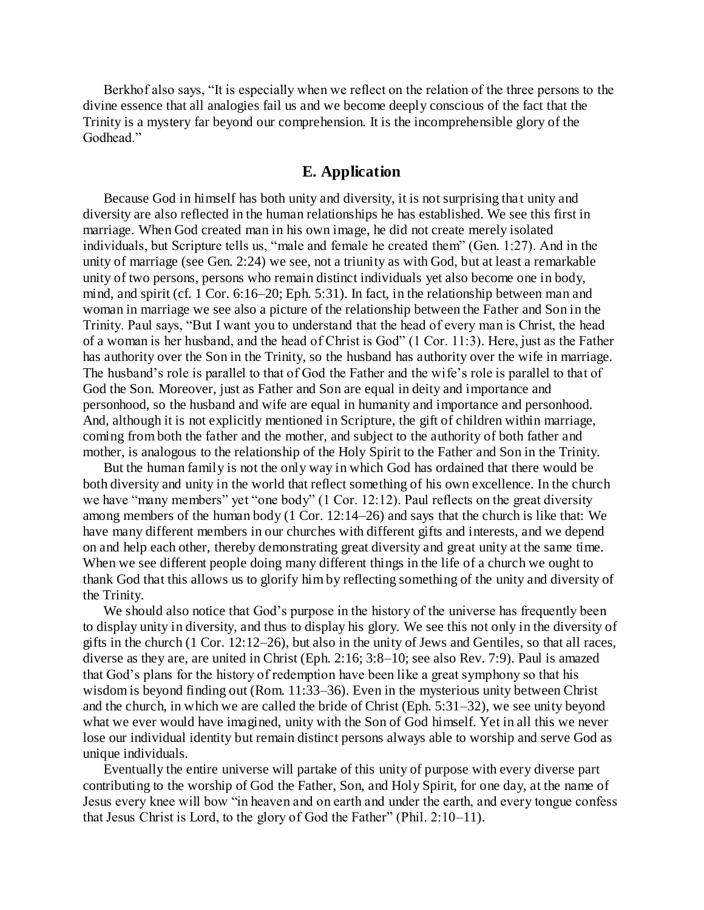Berkhof also says, "It is especially when we reflect on the relation of the three persons to the divine essence that all analogies fail us and we become deeply conscious of the fact that the Trinity is a mystery far beyond our comprehension. It is the incomprehensible glory of the Godhead."

## E. Application

Because God in himself has both unity and diversity, it is not surprising that unity and diversity are also reflected in the human relationships he has established. We see this first in marriage. When God created man in his own image, he did not create merely isolated individuals, but Scripture tells us, "male and female he created them" (Gen. 1:27). And in the unity of marriage (see Gen. 2:24) we see, not a triunity as with God, but at least a remarkable unity of two persons, persons who remain distinct individuals yet also become one in body, mind, and spirit (cf. 1 Cor. 6:16–20; Eph. 5:31). In fact, in the relationship between man and woman in marriage we see also a picture of the relationship between the Father and Son in the Trinity. Paul says, "But I want you to understand that the head of every man is Christ, the head of a woman is her husband, and the head of Christ is God" (1 Cor. 11:3). Here, just as the Father has authority over the Son in the Trinity, so the husband has authority over the wife in marriage. The husband's role is parallel to that of God the Father and the wife's role is parallel to that of God the Son. Moreover, just as Father and Son are equal in deity and importance and personhood, so the husband and wife are equal in humanity and importance and personhood. And, although it is not explicitly mentioned in Scripture, the gift of children within marriage, coming from both the father and the mother, and subject to the authority of both father and mother, is analogous to the relationship of the Holy Spirit to the Father and Son in the Trinity.

But the human family is not the only way in which God has ordained that there would be both diversity and unity in the world that reflect something of his own excellence. In the church we have "many members" yet "one body" (1 Cor. 12:12). Paul reflects on the great diversity among members of the human body (1 Cor. 12:14–26) and says that the church is like that: We have many different members in our churches with different gifts and interests, and we depend on and help each other, thereby demonstrating great diversity and great unity at the same time. When we see different people doing many different things in the life of a church we ought to thank God that this allows us to glorify him by reflecting something of the unity and diversity of the Trinity.

We should also notice that God's purpose in the history of the universe has frequently been to display unity in diversity, and thus to display his glory. We see this not only in the diversity of gifts in the church (1 Cor. 12:12–26), but also in the unity of Jews and Gentiles, so that all races, diverse as they are, are united in Christ (Eph. 2:16; 3:8–10; see also Rev. 7:9). Paul is amazed that God's plans for the history of redemption have been like a great symphony so that his wisdom is beyond finding out (Rom. 11:33–36). Even in the mysterious unity between Christ and the church, in which we are called the bride of Christ (Eph. 5:31–32), we see unity beyond what we ever would have imagined, unity with the Son of God himself. Yet in all this we never lose our individual identity but remain distinct persons always able to worship and serve God as unique individuals.

Eventually the entire universe will partake of this unity of purpose with every diverse part contributing to the worship of God the Father, Son, and Holy Spirit, for one day, at the name of Jesus every knee will bow "in heaven and on earth and under the earth, and every tongue confess that Jesus Christ is Lord, to the glory of God the Father" (Phil. 2:10–11).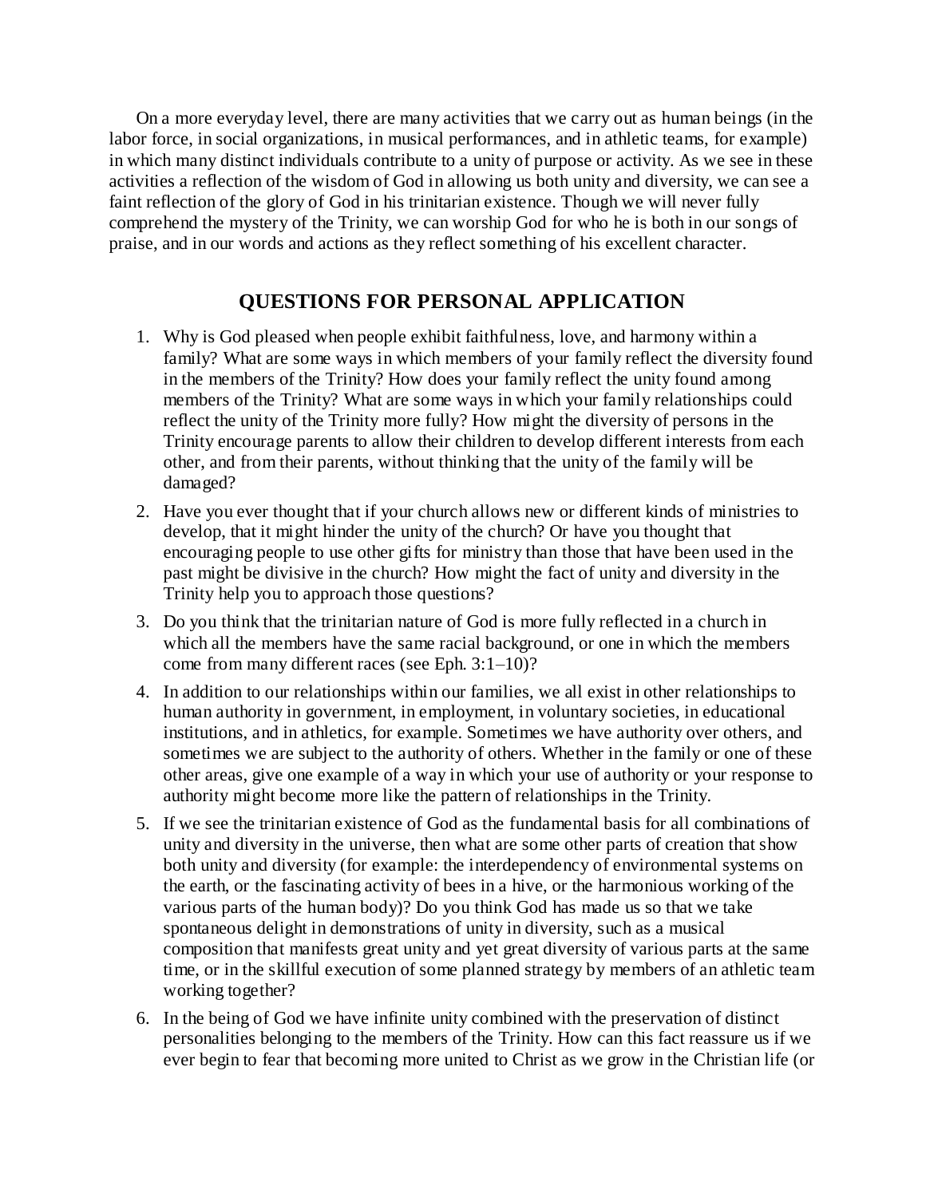On a more everyday level, there are many activities that we carry out as human beings (in the labor force, in social organizations, in musical performances, and in athletic teams, for example) in which many distinct individuals contribute to a unity of purpose or activity. As we see in these activities a reflection of the wisdom of God in allowing us both unity and diversity, we can see a faint reflection of the glory of God in his trinitarian existence. Though we will never fully comprehend the mystery of the Trinity, we can worship God for who he is both in our songs of praise, and in our words and actions as they reflect something of his excellent character.

## QUESTIONS FOR PERSONAL APPLICATION

1. Why is God pleased when people exhibit faithfulness, love, and harmony within a family? What are some ways in which members of your family reflect the diversity found in the members of the Trinity? How does your family reflect the unity found among members of the Trinity? What are some ways in which your family relationships could reflect the unity of the Trinity more fully? How might the diversity of persons in the Trinity encourage parents to allow their children to develop different interests from each other, and from their parents, without thinking that the unity of the family will be damaged?
2. Have you ever thought that if your church allows new or different kinds of ministries to develop, that it might hinder the unity of the church? Or have you thought that encouraging people to use other gifts for ministry than those that have been used in the past might be divisive in the church? How might the fact of unity and diversity in the Trinity help you to approach those questions?
3. Do you think that the trinitarian nature of God is more fully reflected in a church in which all the members have the same racial background, or one in which the members come from many different races (see Eph. 3:1–10)?
4. In addition to our relationships within our families, we all exist in other relationships to human authority in government, in employment, in voluntary societies, in educational institutions, and in athletics, for example. Sometimes we have authority over others, and sometimes we are subject to the authority of others. Whether in the family or one of these other areas, give one example of a way in which your use of authority or your response to authority might become more like the pattern of relationships in the Trinity.
5. If we see the trinitarian existence of God as the fundamental basis for all combinations of unity and diversity in the universe, then what are some other parts of creation that show both unity and diversity (for example: the interdependency of environmental systems on the earth, or the fascinating activity of bees in a hive, or the harmonious working of the various parts of the human body)? Do you think God has made us so that we take spontaneous delight in demonstrations of unity in diversity, such as a musical composition that manifests great unity and yet great diversity of various parts at the same time, or in the skillful execution of some planned strategy by members of an athletic team working together?
6. In the being of God we have infinite unity combined with the preservation of distinct personalities belonging to the members of the Trinity. How can this fact reassure us if we ever begin to fear that becoming more united to Christ as we grow in the Christian life (or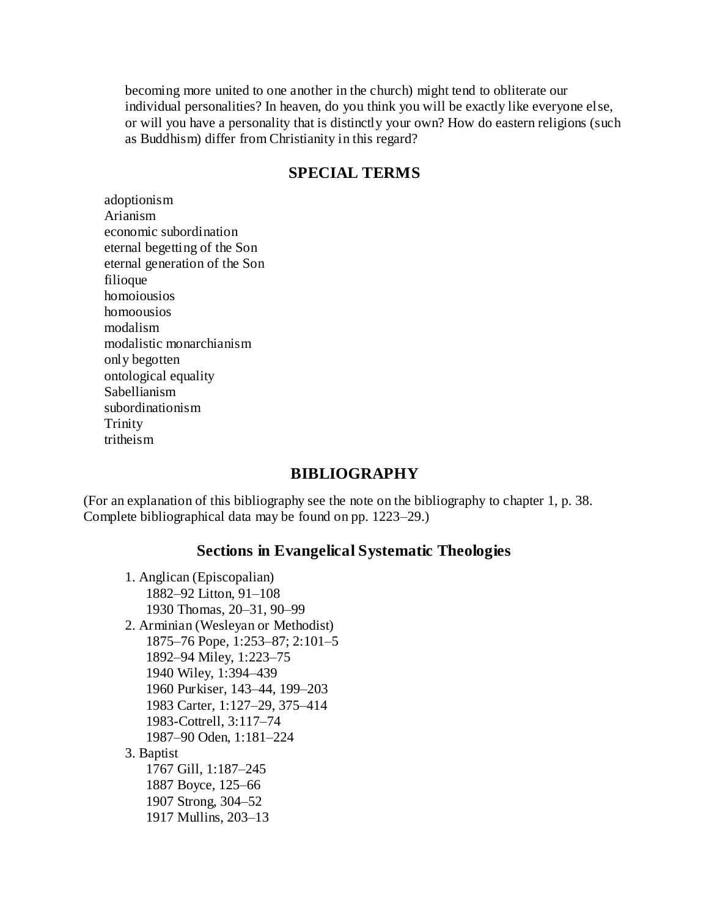becoming more united to one another in the church) might tend to obliterate our individual personalities? In heaven, do you think you will be exactly like everyone else, or will you have a personality that is distinctly your own? How do eastern religions (such as Buddhism) differ from Christianity in this regard?

## SPECIAL TERMS

adoptionism
Arianism
economic subordination
eternal begetting of the Son
eternal generation of the Son
filioque
homoiousios
homoousios
modalism
modalistic monarchianism
only begotten
ontological equality
Sabellianism
subordinationism
Trinity
tritheism

## BIBLIOGRAPHY

(For an explanation of this bibliography see the note on the bibliography to chapter 1, p. 38. Complete bibliographical data may be found on pp. 1223–29.)

### Sections in Evangelical Systematic Theologies

1. Anglican (Episcopalian)
   - 1882–92 Litton, 91–108
   - 1930 Thomas, 20–31, 90–99
2. Arminian (Wesleyan or Methodist)
   - 1875–76 Pope, 1:253–87; 2:101–5
   - 1892–94 Miley, 1:223–75
   - 1940 Wiley, 1:394–439
   - 1960 Purkiser, 143–44, 199–203
   - 1983 Carter, 1:127–29, 375–414
   - 1983-Cottrell, 3:117–74
   - 1987–90 Oden, 1:181–224
3. Baptist
   - 1767 Gill, 1:187–245
   - 1887 Boyce, 125–66
   - 1907 Strong, 304–52
   - 1917 Mullins, 203–13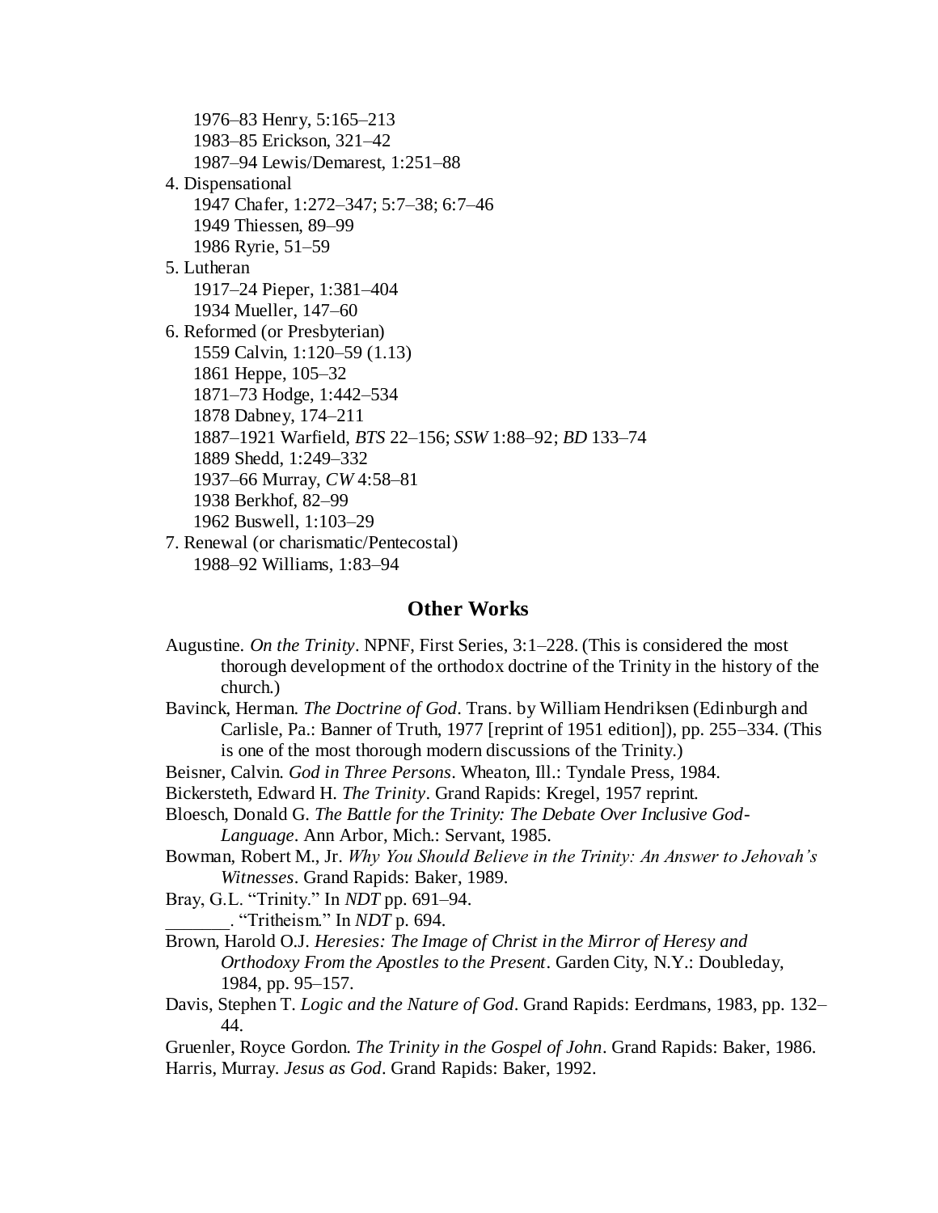1976–83 Henry, 5:165–213
1983–85 Erickson, 321–42
1987–94 Lewis/Demarest, 1:251–88

4. Dispensational
    1947 Chafer, 1:272–347; 5:7–38; 6:7–46
    1949 Thiessen, 89–99
    1986 Ryrie, 51–59
5. Lutheran
    1917–24 Pieper, 1:381–404
    1934 Mueller, 147–60
6. Reformed (or Presbyterian)
    1559 Calvin, 1:120–59 (1.13)
    1861 Heppe, 105–32
    1871–73 Hodge, 1:442–534
    1878 Dabney, 174–211
    1887–1921 Warfield, *BTS* 22–156; *SSW* 1:88–92; *BD* 133–74
    1889 Shedd, 1:249–332
    1937–66 Murray, *CW* 4:58–81
    1938 Berkhof, 82–99
    1962 Buswell, 1:103–29
7. Renewal (or charismatic/Pentecostal)
    1988–92 Williams, 1:83–94

## Other Works

Augustine. *On the Trinity*. NPNF, First Series, 3:1–228. (This is considered the most thorough development of the orthodox doctrine of the Trinity in the history of the church.)

Bavinck, Herman. *The Doctrine of God*. Trans. by William Hendriksen (Edinburgh and Carlisle, Pa.: Banner of Truth, 1977 [reprint of 1951 edition]), pp. 255–334. (This is one of the most thorough modern discussions of the Trinity.)

Beisner, Calvin. *God in Three Persons*. Wheaton, Ill.: Tyndale Press, 1984.

Bickersteth, Edward H. *The Trinity*. Grand Rapids: Kregel, 1957 reprint.

Bloesch, Donald G. *The Battle for the Trinity: The Debate Over Inclusive God-Language*. Ann Arbor, Mich.: Servant, 1985.

Bowman, Robert M., Jr. *Why You Should Believe in the Trinity: An Answer to Jehovah's Witnesses*. Grand Rapids: Baker, 1989.

Bray, G.L. "Trinity." In *NDT* pp. 691–94.

_______. "Tritheism." In *NDT* p. 694.

Brown, Harold O.J. *Heresies: The Image of Christ in the Mirror of Heresy and Orthodoxy From the Apostles to the Present*. Garden City, N.Y.: Doubleday, 1984, pp. 95–157.

Davis, Stephen T. *Logic and the Nature of God*. Grand Rapids: Eerdmans, 1983, pp. 132–44.

Gruenler, Royce Gordon. *The Trinity in the Gospel of John*. Grand Rapids: Baker, 1986.

Harris, Murray. *Jesus as God*. Grand Rapids: Baker, 1992.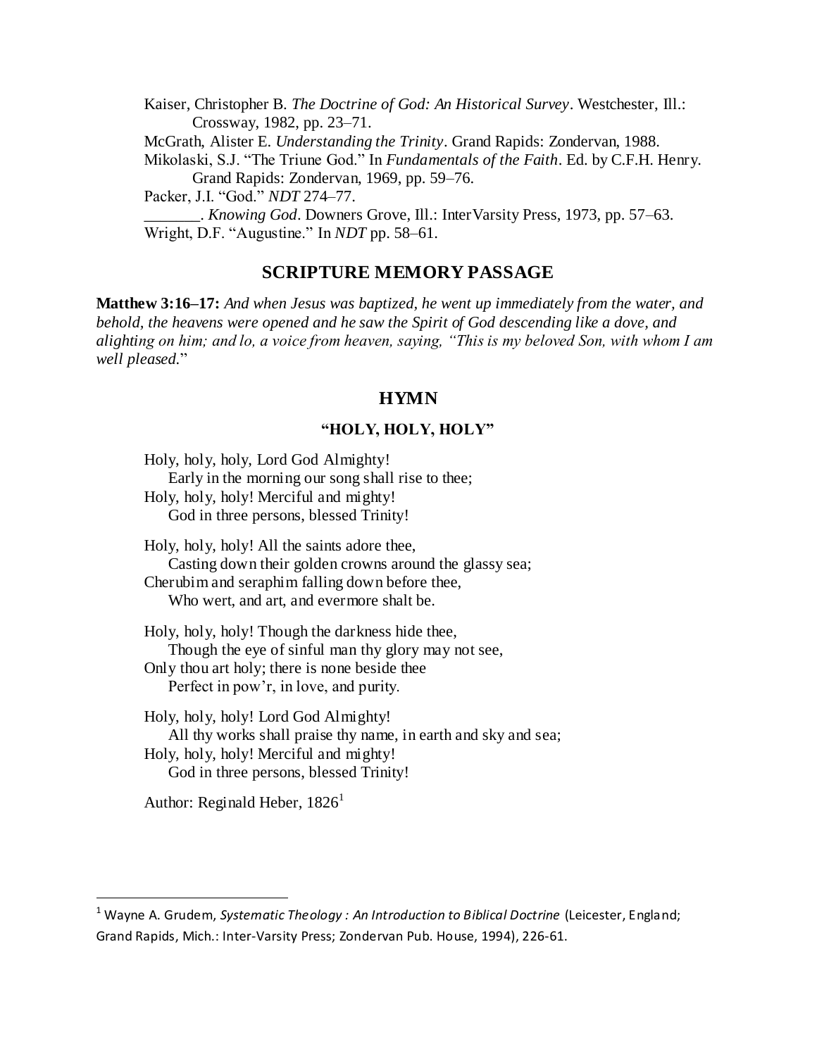Kaiser, Christopher B. *The Doctrine of God: An Historical Survey*. Westchester, Ill.: Crossway, 1982, pp. 23–71.

McGrath, Alister E. *Understanding the Trinity*. Grand Rapids: Zondervan, 1988.

Mikolaski, S.J. "The Triune God." In *Fundamentals of the Faith*. Ed. by C.F.H. Henry. Grand Rapids: Zondervan, 1969, pp. 59–76.

Packer, J.I. "God." *NDT* 274–77.

_______. *Knowing God*. Downers Grove, Ill.: InterVarsity Press, 1973, pp. 57–63.

Wright, D.F. "Augustine." In *NDT* pp. 58–61.

## SCRIPTURE MEMORY PASSAGE

**Matthew 3:16–17:** *And when Jesus was baptized, he went up immediately from the water, and behold, the heavens were opened and he saw the Spirit of God descending like a dove, and alighting on him; and lo, a voice from heaven, saying, "This is my beloved Son, with whom I am well pleased.*"

## HYMN

### "HOLY, HOLY, HOLY"

Holy, holy, holy, Lord God Almighty!
Early in the morning our song shall rise to thee;
Holy, holy, holy! Merciful and mighty!
God in three persons, blessed Trinity!

Holy, holy, holy! All the saints adore thee,
Casting down their golden crowns around the glassy sea;
Cherubim and seraphim falling down before thee,
Who wert, and art, and evermore shalt be.

Holy, holy, holy! Though the darkness hide thee,
Though the eye of sinful man thy glory may not see,
Only thou art holy; there is none beside thee
Perfect in pow'r, in love, and purity.

Holy, holy, holy! Lord God Almighty!
All thy works shall praise thy name, in earth and sky and sea;
Holy, holy, holy! Merciful and mighty!
God in three persons, blessed Trinity!

Author: Reginald Heber, 1826[1]

---

[1] Wayne A. Grudem, *Systematic Theology : An Introduction to Biblical Doctrine* (Leicester, England; Grand Rapids, Mich.: Inter-Varsity Press; Zondervan Pub. House, 1994), 226-61.